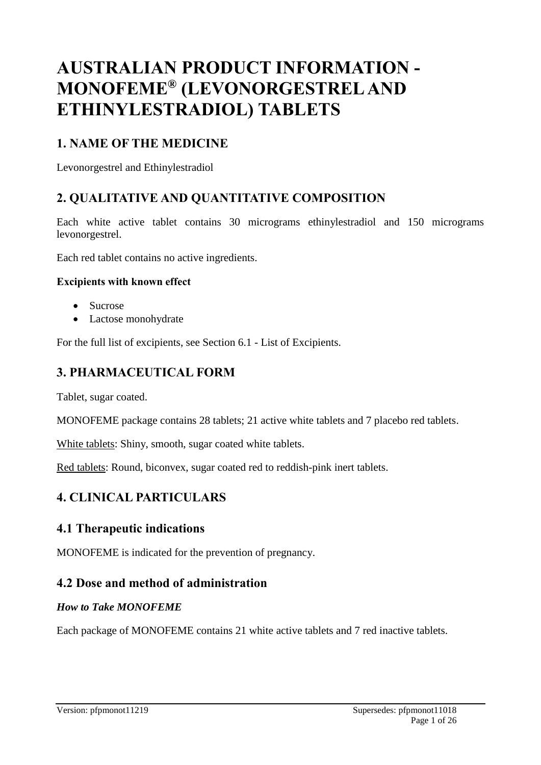# AUSTRALIAN PRODUCT INFORMATION - MONOFEME® (LEVONORGESTREL AND ETHINYLESTRADIOL) TABLETS

## 1. NAME OF THE MEDICINE

Levonorgestrel and Ethinylestradiol

## 2. QUALITATIVE AND QUANTITATIVE COMPOSITION

Each white active tablet contains 30 micrograms ethinylestradiol and 150 micrograms levonorgestrel.

Each red tablet contains no active ingredients.

**Excipients with known effect**

- Sucrose
- Lactose monohydrate

For the full list of excipients, see Section 6.1 - List of Excipients.

## 3. PHARMACEUTICAL FORM

Tablet, sugar coated.

MONOFEME package contains 28 tablets; 21 active white tablets and 7 placebo red tablets.

White tablets: Shiny, smooth, sugar coated white tablets.

Red tablets: Round, biconvex, sugar coated red to reddish-pink inert tablets.

## 4. CLINICAL PARTICULARS

## 4.1 Therapeutic indications

MONOFEME is indicated for the prevention of pregnancy.

## 4.2 Dose and method of administration

### *How to Take MONOFEME*

Each package of MONOFEME contains 21 white active tablets and 7 red inactive tablets.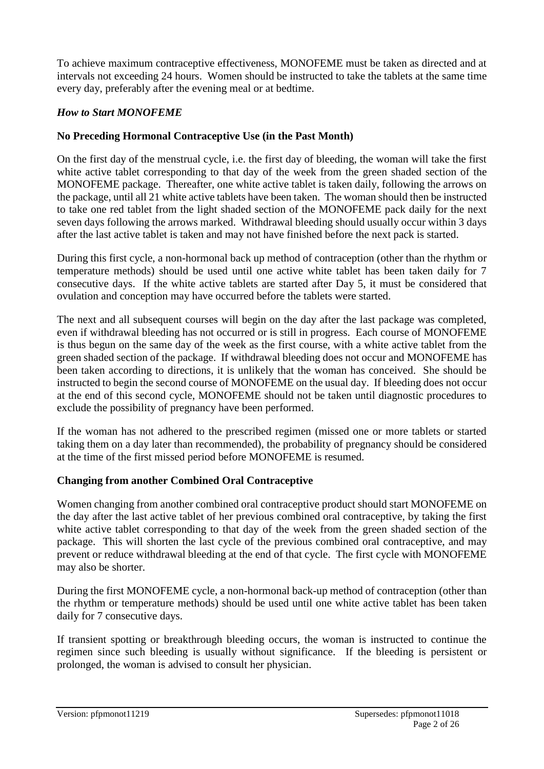To achieve maximum contraceptive effectiveness, MONOFEME must be taken as directed and at intervals not exceeding 24 hours. Women should be instructed to take the tablets at the same time every day, preferably after the evening meal or at bedtime.

### *How to Start MONOFEME*

**No Preceding Hormonal Contraceptive Use (in the Past Month)**

On the first day of the menstrual cycle, i.e. the first day of bleeding, the woman will take the first white active tablet corresponding to that day of the week from the green shaded section of the MONOFEME package. Thereafter, one white active tablet is taken daily, following the arrows on the package, until all 21 white active tablets have been taken. The woman should then be instructed to take one red tablet from the light shaded section of the MONOFEME pack daily for the next seven days following the arrows marked. Withdrawal bleeding should usually occur within 3 days after the last active tablet is taken and may not have finished before the next pack is started.

During this first cycle, a non-hormonal back up method of contraception (other than the rhythm or temperature methods) should be used until one active white tablet has been taken daily for 7 consecutive days. If the white active tablets are started after Day 5, it must be considered that ovulation and conception may have occurred before the tablets were started.

The next and all subsequent courses will begin on the day after the last package was completed, even if withdrawal bleeding has not occurred or is still in progress. Each course of MONOFEME is thus begun on the same day of the week as the first course, with a white active tablet from the green shaded section of the package. If withdrawal bleeding does not occur and MONOFEME has been taken according to directions, it is unlikely that the woman has conceived. She should be instructed to begin the second course of MONOFEME on the usual day. If bleeding does not occur at the end of this second cycle, MONOFEME should not be taken until diagnostic procedures to exclude the possibility of pregnancy have been performed.

If the woman has not adhered to the prescribed regimen (missed one or more tablets or started taking them on a day later than recommended), the probability of pregnancy should be considered at the time of the first missed period before MONOFEME is resumed.

**Changing from another Combined Oral Contraceptive**

Women changing from another combined oral contraceptive product should start MONOFEME on the day after the last active tablet of her previous combined oral contraceptive, by taking the first white active tablet corresponding to that day of the week from the green shaded section of the package. This will shorten the last cycle of the previous combined oral contraceptive, and may prevent or reduce withdrawal bleeding at the end of that cycle. The first cycle with MONOFEME may also be shorter.

During the first MONOFEME cycle, a non-hormonal back-up method of contraception (other than the rhythm or temperature methods) should be used until one white active tablet has been taken daily for 7 consecutive days.

If transient spotting or breakthrough bleeding occurs, the woman is instructed to continue the regimen since such bleeding is usually without significance. If the bleeding is persistent or prolonged, the woman is advised to consult her physician.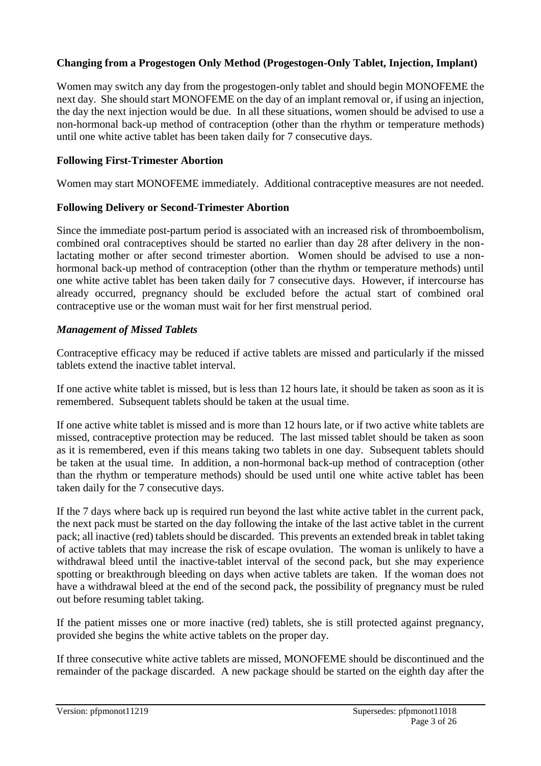### Changing from a Progestogen Only Method (Progestogen-Only Tablet, Injection, Implant)

Women may switch any day from the progestogen-only tablet and should begin MONOFEME the next day. She should start MONOFEME on the day of an implant removal or, if using an injection, the day the next injection would be due. In all these situations, women should be advised to use a non-hormonal back-up method of contraception (other than the rhythm or temperature methods) until one white active tablet has been taken daily for 7 consecutive days.

### Following First-Trimester Abortion

Women may start MONOFEME immediately. Additional contraceptive measures are not needed.

### Following Delivery or Second-Trimester Abortion

Since the immediate post-partum period is associated with an increased risk of thromboembolism, combined oral contraceptives should be started no earlier than day 28 after delivery in the non-lactating mother or after second trimester abortion. Women should be advised to use a non-hormonal back-up method of contraception (other than the rhythm or temperature methods) until one white active tablet has been taken daily for 7 consecutive days. However, if intercourse has already occurred, pregnancy should be excluded before the actual start of combined oral contraceptive use or the woman must wait for her first menstrual period.

### *Management of Missed Tablets*

Contraceptive efficacy may be reduced if active tablets are missed and particularly if the missed tablets extend the inactive tablet interval.

If one active white tablet is missed, but is less than 12 hours late, it should be taken as soon as it is remembered. Subsequent tablets should be taken at the usual time.

If one active white tablet is missed and is more than 12 hours late, or if two active white tablets are missed, contraceptive protection may be reduced. The last missed tablet should be taken as soon as it is remembered, even if this means taking two tablets in one day. Subsequent tablets should be taken at the usual time. In addition, a non-hormonal back-up method of contraception (other than the rhythm or temperature methods) should be used until one white active tablet has been taken daily for the 7 consecutive days.

If the 7 days where back up is required run beyond the last white active tablet in the current pack, the next pack must be started on the day following the intake of the last active tablet in the current pack; all inactive (red) tablets should be discarded. This prevents an extended break in tablet taking of active tablets that may increase the risk of escape ovulation. The woman is unlikely to have a withdrawal bleed until the inactive-tablet interval of the second pack, but she may experience spotting or breakthrough bleeding on days when active tablets are taken. If the woman does not have a withdrawal bleed at the end of the second pack, the possibility of pregnancy must be ruled out before resuming tablet taking.

If the patient misses one or more inactive (red) tablets, she is still protected against pregnancy, provided she begins the white active tablets on the proper day.

If three consecutive white active tablets are missed, MONOFEME should be discontinued and the remainder of the package discarded. A new package should be started on the eighth day after the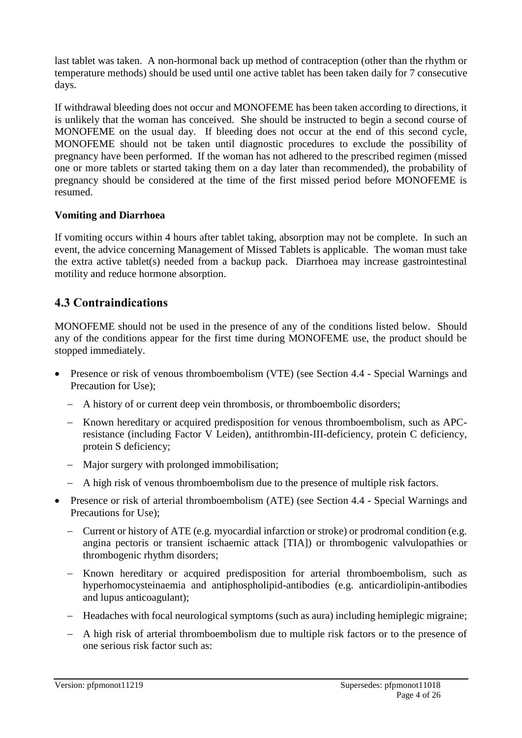last tablet was taken. A non-hormonal back up method of contraception (other than the rhythm or temperature methods) should be used until one active tablet has been taken daily for 7 consecutive days.

If withdrawal bleeding does not occur and MONOFEME has been taken according to directions, it is unlikely that the woman has conceived. She should be instructed to begin a second course of MONOFEME on the usual day. If bleeding does not occur at the end of this second cycle, MONOFEME should not be taken until diagnostic procedures to exclude the possibility of pregnancy have been performed. If the woman has not adhered to the prescribed regimen (missed one or more tablets or started taking them on a day later than recommended), the probability of pregnancy should be considered at the time of the first missed period before MONOFEME is resumed.

**Vomiting and Diarrhoea**

If vomiting occurs within 4 hours after tablet taking, absorption may not be complete. In such an event, the advice concerning Management of Missed Tablets is applicable. The woman must take the extra active tablet(s) needed from a backup pack. Diarrhoea may increase gastrointestinal motility and reduce hormone absorption.

## 4.3 Contraindications

MONOFEME should not be used in the presence of any of the conditions listed below. Should any of the conditions appear for the first time during MONOFEME use, the product should be stopped immediately.

- Presence or risk of venous thromboembolism (VTE) (see Section 4.4 - Special Warnings and Precaution for Use);
  - A history of or current deep vein thrombosis, or thromboembolic disorders;
  - Known hereditary or acquired predisposition for venous thromboembolism, such as APC-resistance (including Factor V Leiden), antithrombin-III-deficiency, protein C deficiency, protein S deficiency;
  - Major surgery with prolonged immobilisation;
  - A high risk of venous thromboembolism due to the presence of multiple risk factors.
- Presence or risk of arterial thromboembolism (ATE) (see Section 4.4 - Special Warnings and Precautions for Use);
  - Current or history of ATE (e.g. myocardial infarction or stroke) or prodromal condition (e.g. angina pectoris or transient ischaemic attack [TIA]) or thrombogenic valvulopathies or thrombogenic rhythm disorders;
  - Known hereditary or acquired predisposition for arterial thromboembolism, such as hyperhomocysteinaemia and antiphospholipid-antibodies (e.g. anticardiolipin-antibodies and lupus anticoagulant);
  - Headaches with focal neurological symptoms (such as aura) including hemiplegic migraine;
  - A high risk of arterial thromboembolism due to multiple risk factors or to the presence of one serious risk factor such as: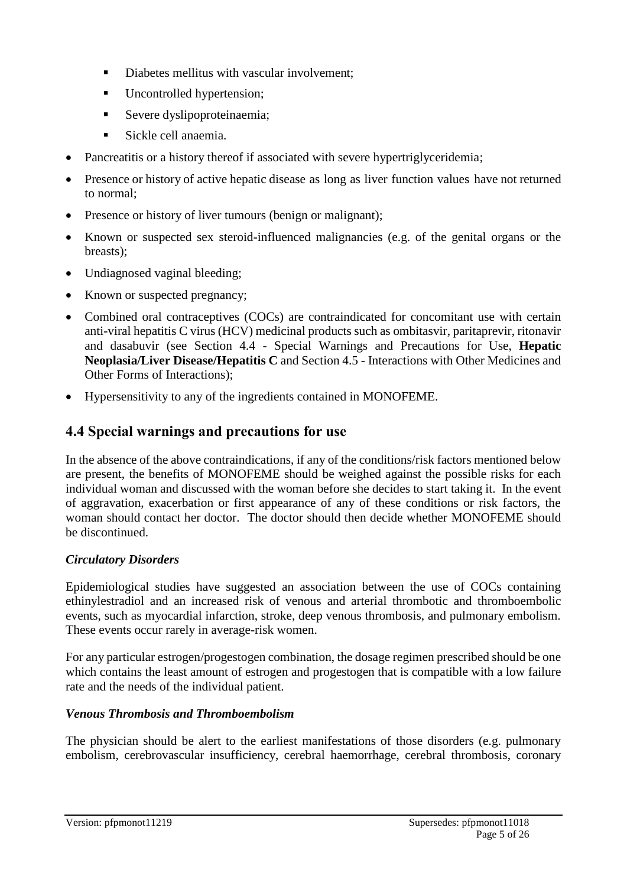- Diabetes mellitus with vascular involvement;
    - Uncontrolled hypertension;
    - Severe dyslipoproteinaemia;
    - Sickle cell anaemia.
- Pancreatitis or a history thereof if associated with severe hypertriglyceridemia;
- Presence or history of active hepatic disease as long as liver function values have not returned to normal;
- Presence or history of liver tumours (benign or malignant);
- Known or suspected sex steroid-influenced malignancies (e.g. of the genital organs or the breasts);
- Undiagnosed vaginal bleeding;
- Known or suspected pregnancy;
- Combined oral contraceptives (COCs) are contraindicated for concomitant use with certain anti-viral hepatitis C virus (HCV) medicinal products such as ombitasvir, paritaprevir, ritonavir and dasabuvir (see Section 4.4 - Special Warnings and Precautions for Use, **Hepatic Neoplasia/Liver Disease/Hepatitis C** and Section 4.5 - Interactions with Other Medicines and Other Forms of Interactions);
- Hypersensitivity to any of the ingredients contained in MONOFEME.

## 4.4 Special warnings and precautions for use

In the absence of the above contraindications, if any of the conditions/risk factors mentioned below are present, the benefits of MONOFEME should be weighed against the possible risks for each individual woman and discussed with the woman before she decides to start taking it. In the event of aggravation, exacerbation or first appearance of any of these conditions or risk factors, the woman should contact her doctor. The doctor should then decide whether MONOFEME should be discontinued.

### *Circulatory Disorders*

Epidemiological studies have suggested an association between the use of COCs containing ethinylestradiol and an increased risk of venous and arterial thrombotic and thromboembolic events, such as myocardial infarction, stroke, deep venous thrombosis, and pulmonary embolism. These events occur rarely in average-risk women.

For any particular estrogen/progestogen combination, the dosage regimen prescribed should be one which contains the least amount of estrogen and progestogen that is compatible with a low failure rate and the needs of the individual patient.

### *Venous Thrombosis and Thromboembolism*

The physician should be alert to the earliest manifestations of those disorders (e.g. pulmonary embolism, cerebrovascular insufficiency, cerebral haemorrhage, cerebral thrombosis, coronary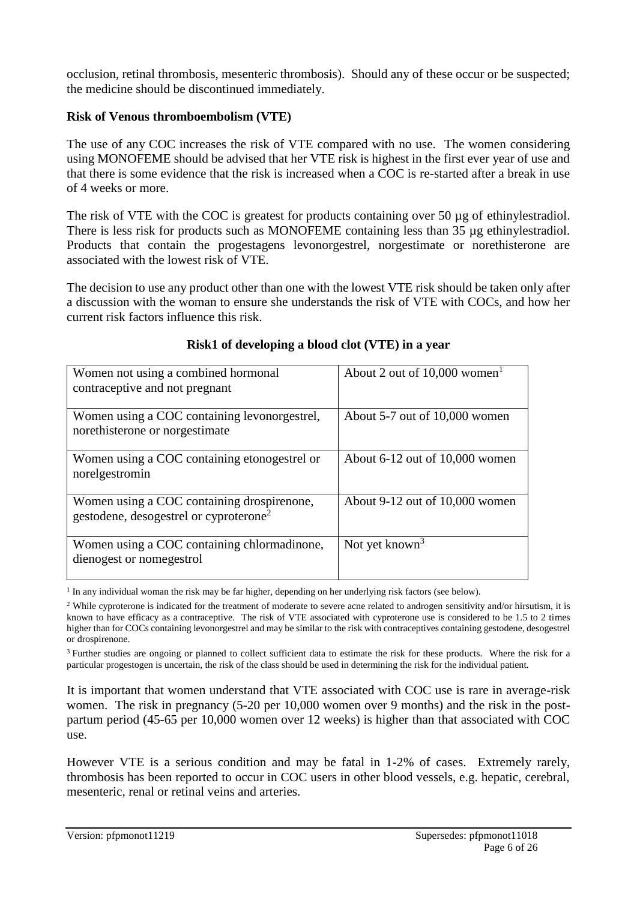occlusion, retinal thrombosis, mesenteric thrombosis). Should any of these occur or be suspected; the medicine should be discontinued immediately.

**Risk of Venous thromboembolism (VTE)**

The use of any COC increases the risk of VTE compared with no use. The women considering using MONOFEME should be advised that her VTE risk is highest in the first ever year of use and that there is some evidence that the risk is increased when a COC is re-started after a break in use of 4 weeks or more.

The risk of VTE with the COC is greatest for products containing over 50 µg of ethinylestradiol. There is less risk for products such as MONOFEME containing less than 35 µg ethinylestradiol. Products that contain the progestagens levonorgestrel, norgestimate or norethisterone are associated with the lowest risk of VTE.

The decision to use any product other than one with the lowest VTE risk should be taken only after a discussion with the woman to ensure she understands the risk of VTE with COCs, and how her current risk factors influence this risk.

**Risk1 of developing a blood clot (VTE) in a year**

| Women not using a combined hormonal contraceptive and not pregnant | About 2 out of 10,000 women[1] |
|---|---|
| Women using a COC containing levonorgestrel, norethisterone or norgestimate | About 5-7 out of 10,000 women |
| Women using a COC containing etonogestrel or norelgestromin | About 6-12 out of 10,000 women |
| Women using a COC containing drospirenone, gestodene, desogestrel or cyproterone[2] | About 9-12 out of 10,000 women |
| Women using a COC containing chlormadinone, dienogest or nomegestrol | Not yet known[3] |

[1] In any individual woman the risk may be far higher, depending on her underlying risk factors (see below).

[2] While cyproterone is indicated for the treatment of moderate to severe acne related to androgen sensitivity and/or hirsutism, it is known to have efficacy as a contraceptive. The risk of VTE associated with cyproterone use is considered to be 1.5 to 2 times higher than for COCs containing levonorgestrel and may be similar to the risk with contraceptives containing gestodene, desogestrel or drospirenone.

[3] Further studies are ongoing or planned to collect sufficient data to estimate the risk for these products. Where the risk for a particular progestogen is uncertain, the risk of the class should be used in determining the risk for the individual patient.

It is important that women understand that VTE associated with COC use is rare in average-risk women. The risk in pregnancy (5-20 per 10,000 women over 9 months) and the risk in the post-partum period (45-65 per 10,000 women over 12 weeks) is higher than that associated with COC use.

However VTE is a serious condition and may be fatal in 1-2% of cases. Extremely rarely, thrombosis has been reported to occur in COC users in other blood vessels, e.g. hepatic, cerebral, mesenteric, renal or retinal veins and arteries.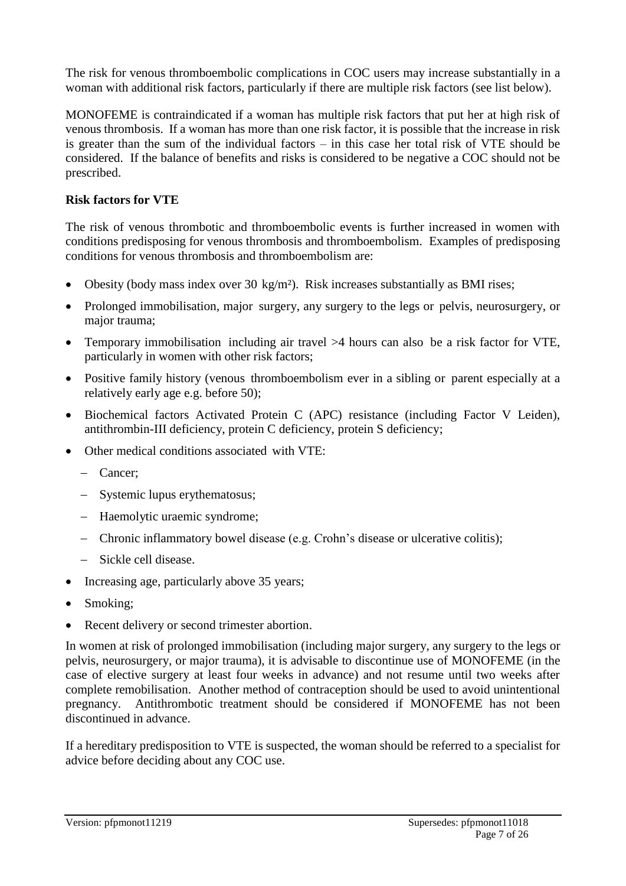The risk for venous thromboembolic complications in COC users may increase substantially in a woman with additional risk factors, particularly if there are multiple risk factors (see list below).

MONOFEME is contraindicated if a woman has multiple risk factors that put her at high risk of venous thrombosis. If a woman has more than one risk factor, it is possible that the increase in risk is greater than the sum of the individual factors – in this case her total risk of VTE should be considered. If the balance of benefits and risks is considered to be negative a COC should not be prescribed.

**Risk factors for VTE**

The risk of venous thrombotic and thromboembolic events is further increased in women with conditions predisposing for venous thrombosis and thromboembolism. Examples of predisposing conditions for venous thrombosis and thromboembolism are:

- Obesity (body mass index over 30 kg/m²). Risk increases substantially as BMI rises;
- Prolonged immobilisation, major surgery, any surgery to the legs or pelvis, neurosurgery, or major trauma;
- Temporary immobilisation including air travel >4 hours can also be a risk factor for VTE, particularly in women with other risk factors;
- Positive family history (venous thromboembolism ever in a sibling or parent especially at a relatively early age e.g. before 50);
- Biochemical factors Activated Protein C (APC) resistance (including Factor V Leiden), antithrombin-III deficiency, protein C deficiency, protein S deficiency;
- Other medical conditions associated with VTE:
  - Cancer;
  - Systemic lupus erythematosus;
  - Haemolytic uraemic syndrome;
  - Chronic inflammatory bowel disease (e.g. Crohn's disease or ulcerative colitis);
  - Sickle cell disease.
- Increasing age, particularly above 35 years;
- Smoking;
- Recent delivery or second trimester abortion.

In women at risk of prolonged immobilisation (including major surgery, any surgery to the legs or pelvis, neurosurgery, or major trauma), it is advisable to discontinue use of MONOFEME (in the case of elective surgery at least four weeks in advance) and not resume until two weeks after complete remobilisation. Another method of contraception should be used to avoid unintentional pregnancy. Antithrombotic treatment should be considered if MONOFEME has not been discontinued in advance.

If a hereditary predisposition to VTE is suspected, the woman should be referred to a specialist for advice before deciding about any COC use.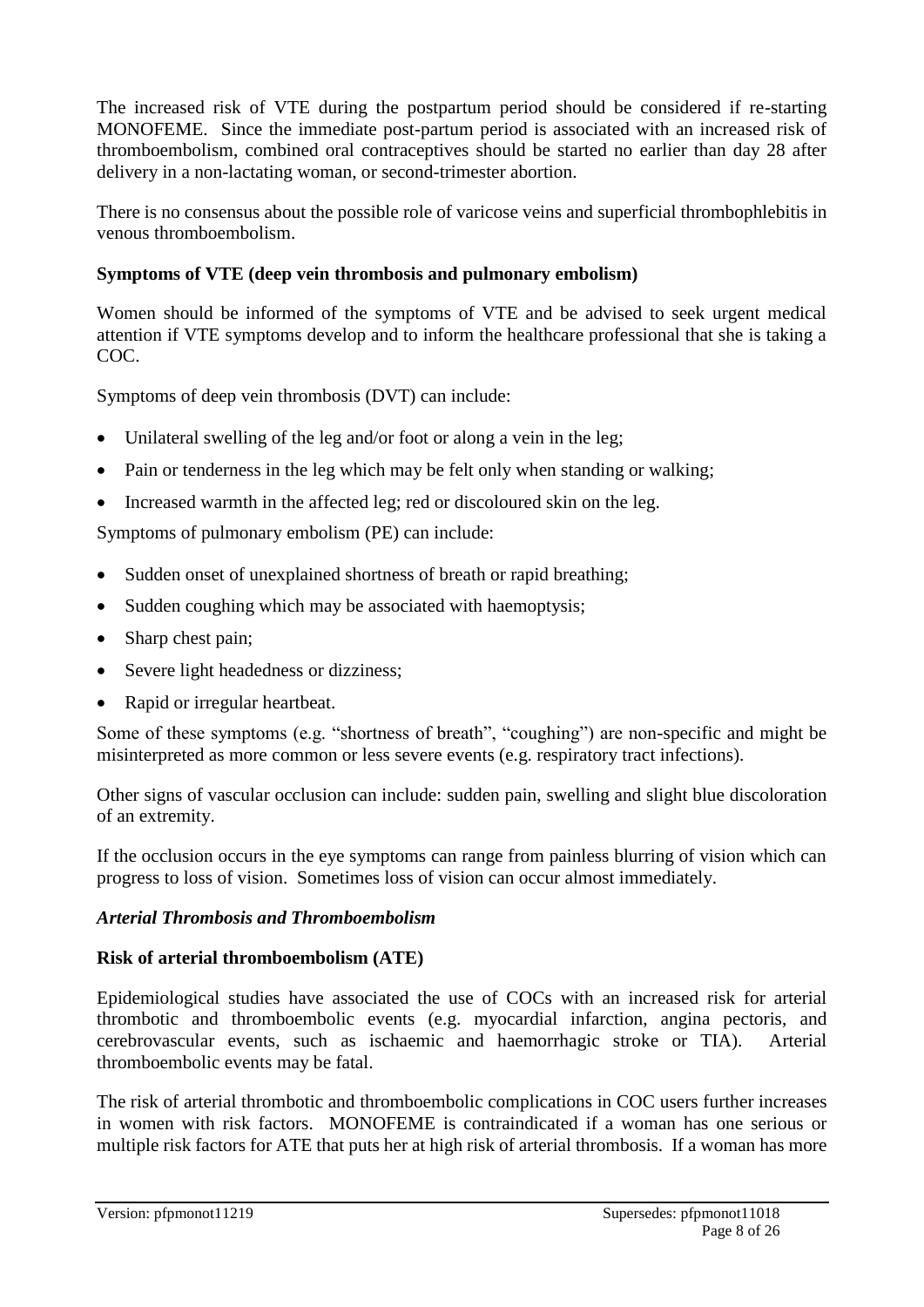The increased risk of VTE during the postpartum period should be considered if re-starting MONOFEME. Since the immediate post-partum period is associated with an increased risk of thromboembolism, combined oral contraceptives should be started no earlier than day 28 after delivery in a non-lactating woman, or second-trimester abortion.

There is no consensus about the possible role of varicose veins and superficial thrombophlebitis in venous thromboembolism.

**Symptoms of VTE (deep vein thrombosis and pulmonary embolism)**

Women should be informed of the symptoms of VTE and be advised to seek urgent medical attention if VTE symptoms develop and to inform the healthcare professional that she is taking a COC.

Symptoms of deep vein thrombosis (DVT) can include:

- Unilateral swelling of the leg and/or foot or along a vein in the leg;
- Pain or tenderness in the leg which may be felt only when standing or walking;
- Increased warmth in the affected leg; red or discoloured skin on the leg.

Symptoms of pulmonary embolism (PE) can include:

- Sudden onset of unexplained shortness of breath or rapid breathing;
- Sudden coughing which may be associated with haemoptysis;
- Sharp chest pain;
- Severe light headedness or dizziness;
- Rapid or irregular heartbeat.

Some of these symptoms (e.g. "shortness of breath", "coughing") are non-specific and might be misinterpreted as more common or less severe events (e.g. respiratory tract infections).

Other signs of vascular occlusion can include: sudden pain, swelling and slight blue discoloration of an extremity.

If the occlusion occurs in the eye symptoms can range from painless blurring of vision which can progress to loss of vision. Sometimes loss of vision can occur almost immediately.

***Arterial Thrombosis and Thromboembolism***

**Risk of arterial thromboembolism (ATE)**

Epidemiological studies have associated the use of COCs with an increased risk for arterial thrombotic and thromboembolic events (e.g. myocardial infarction, angina pectoris, and cerebrovascular events, such as ischaemic and haemorrhagic stroke or TIA). Arterial thromboembolic events may be fatal.

The risk of arterial thrombotic and thromboembolic complications in COC users further increases in women with risk factors. MONOFEME is contraindicated if a woman has one serious or multiple risk factors for ATE that puts her at high risk of arterial thrombosis. If a woman has more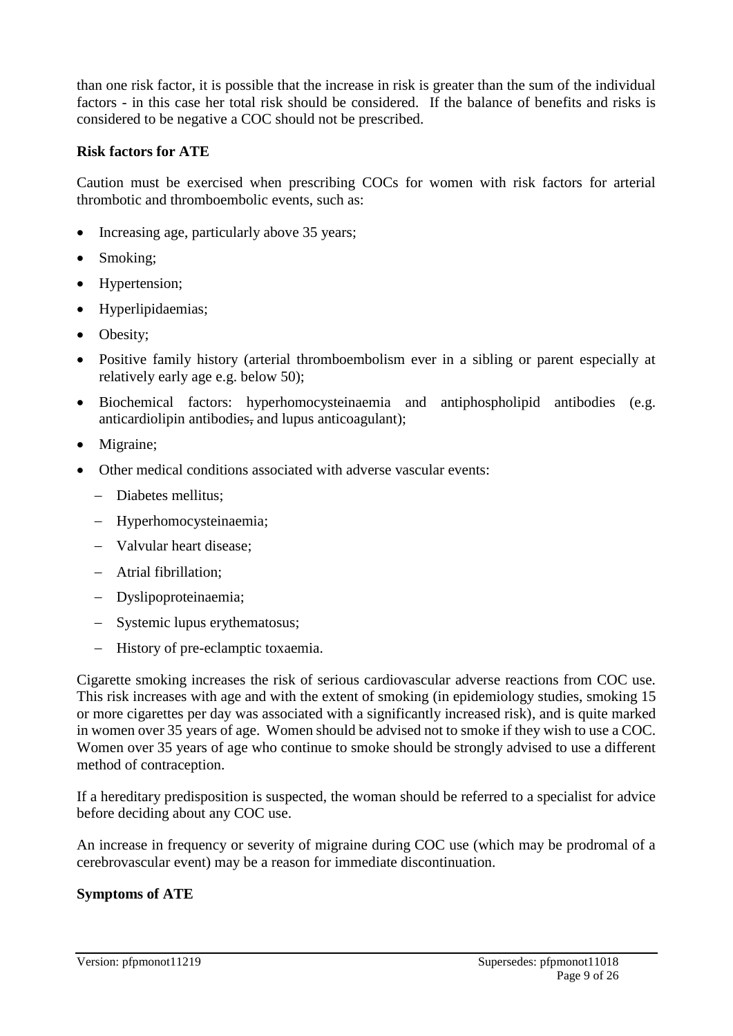than one risk factor, it is possible that the increase in risk is greater than the sum of the individual factors - in this case her total risk should be considered. If the balance of benefits and risks is considered to be negative a COC should not be prescribed.

**Risk factors for ATE**

Caution must be exercised when prescribing COCs for women with risk factors for arterial thrombotic and thromboembolic events, such as:

- Increasing age, particularly above 35 years;
- Smoking;
- Hypertension;
- Hyperlipidaemias;
- Obesity;
- Positive family history (arterial thromboembolism ever in a sibling or parent especially at relatively early age e.g. below 50);
- Biochemical factors: hyperhomocysteinaemia and antiphospholipid antibodies (e.g. anticardiolipin antibodies, and lupus anticoagulant);
- Migraine;
- Other medical conditions associated with adverse vascular events:
  - Diabetes mellitus;
  - Hyperhomocysteinaemia;
  - Valvular heart disease;
  - Atrial fibrillation;
  - Dyslipoproteinaemia;
  - Systemic lupus erythematosus;
  - History of pre-eclamptic toxaemia.

Cigarette smoking increases the risk of serious cardiovascular adverse reactions from COC use. This risk increases with age and with the extent of smoking (in epidemiology studies, smoking 15 or more cigarettes per day was associated with a significantly increased risk), and is quite marked in women over 35 years of age. Women should be advised not to smoke if they wish to use a COC. Women over 35 years of age who continue to smoke should be strongly advised to use a different method of contraception.

If a hereditary predisposition is suspected, the woman should be referred to a specialist for advice before deciding about any COC use.

An increase in frequency or severity of migraine during COC use (which may be prodromal of a cerebrovascular event) may be a reason for immediate discontinuation.

**Symptoms of ATE**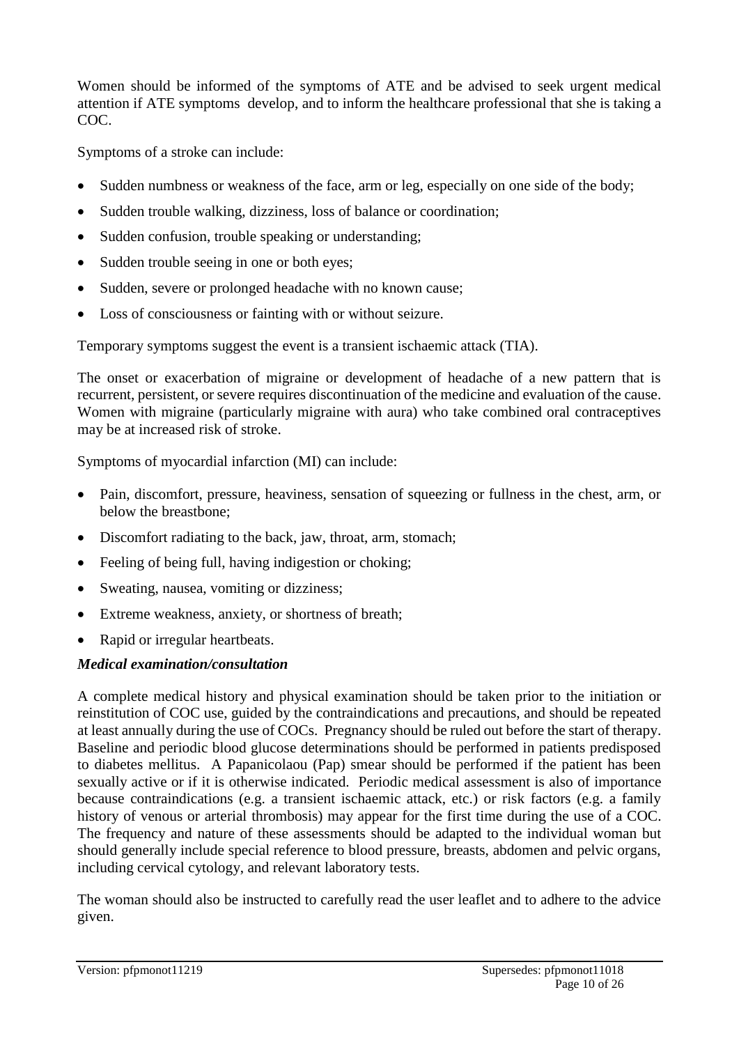Women should be informed of the symptoms of ATE and be advised to seek urgent medical attention if ATE symptoms develop, and to inform the healthcare professional that she is taking a COC.

Symptoms of a stroke can include:

- Sudden numbness or weakness of the face, arm or leg, especially on one side of the body;
- Sudden trouble walking, dizziness, loss of balance or coordination;
- Sudden confusion, trouble speaking or understanding;
- Sudden trouble seeing in one or both eyes;
- Sudden, severe or prolonged headache with no known cause;
- Loss of consciousness or fainting with or without seizure.

Temporary symptoms suggest the event is a transient ischaemic attack (TIA).

The onset or exacerbation of migraine or development of headache of a new pattern that is recurrent, persistent, or severe requires discontinuation of the medicine and evaluation of the cause. Women with migraine (particularly migraine with aura) who take combined oral contraceptives may be at increased risk of stroke.

Symptoms of myocardial infarction (MI) can include:

- Pain, discomfort, pressure, heaviness, sensation of squeezing or fullness in the chest, arm, or below the breastbone;
- Discomfort radiating to the back, jaw, throat, arm, stomach;
- Feeling of being full, having indigestion or choking;
- Sweating, nausea, vomiting or dizziness;
- Extreme weakness, anxiety, or shortness of breath;
- Rapid or irregular heartbeats.

***Medical examination/consultation***

A complete medical history and physical examination should be taken prior to the initiation or reinstitution of COC use, guided by the contraindications and precautions, and should be repeated at least annually during the use of COCs. Pregnancy should be ruled out before the start of therapy. Baseline and periodic blood glucose determinations should be performed in patients predisposed to diabetes mellitus. A Papanicolaou (Pap) smear should be performed if the patient has been sexually active or if it is otherwise indicated. Periodic medical assessment is also of importance because contraindications (e.g. a transient ischaemic attack, etc.) or risk factors (e.g. a family history of venous or arterial thrombosis) may appear for the first time during the use of a COC. The frequency and nature of these assessments should be adapted to the individual woman but should generally include special reference to blood pressure, breasts, abdomen and pelvic organs, including cervical cytology, and relevant laboratory tests.

The woman should also be instructed to carefully read the user leaflet and to adhere to the advice given.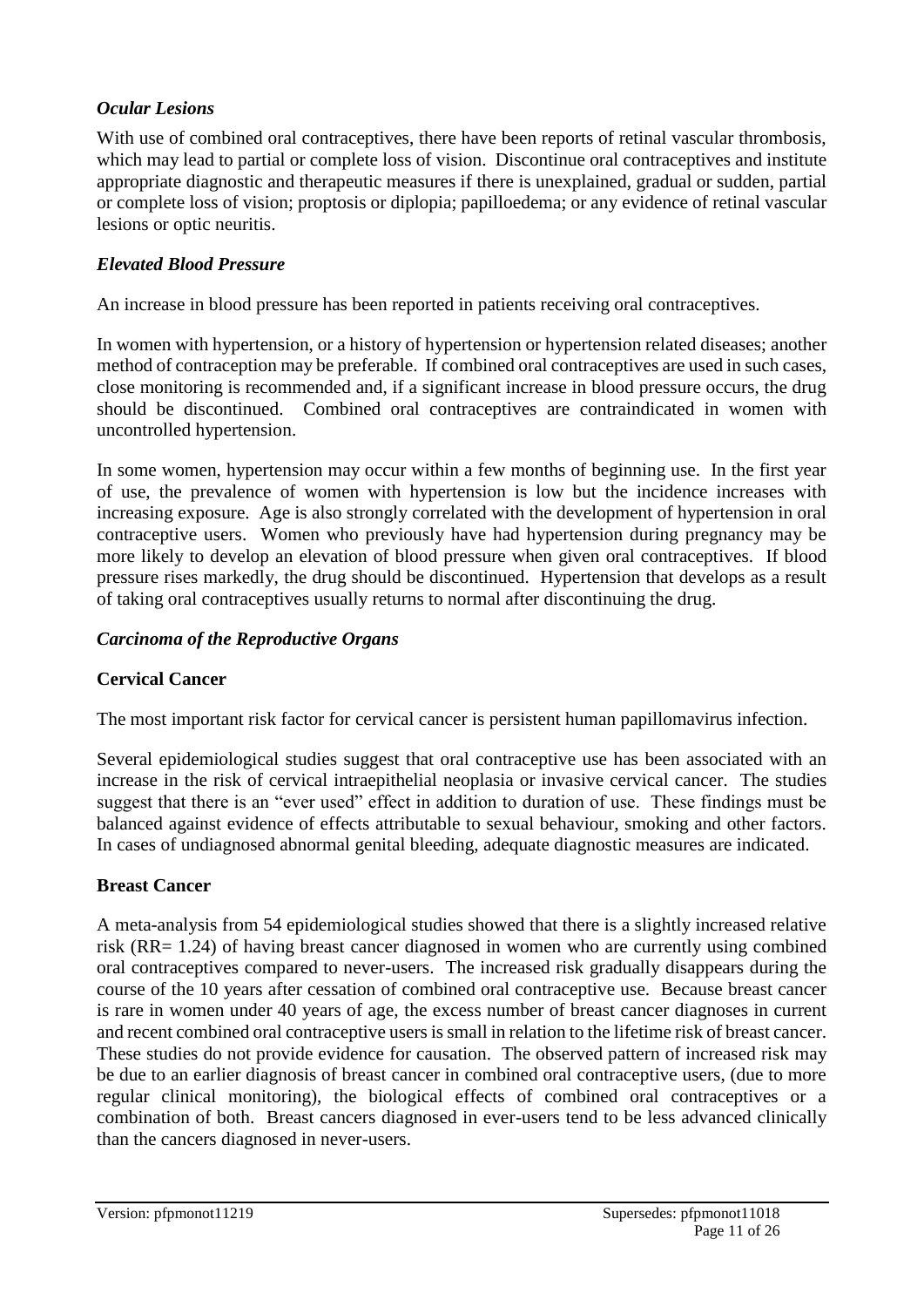### *Ocular Lesions*

With use of combined oral contraceptives, there have been reports of retinal vascular thrombosis, which may lead to partial or complete loss of vision. Discontinue oral contraceptives and institute appropriate diagnostic and therapeutic measures if there is unexplained, gradual or sudden, partial or complete loss of vision; proptosis or diplopia; papilloedema; or any evidence of retinal vascular lesions or optic neuritis.

### *Elevated Blood Pressure*

An increase in blood pressure has been reported in patients receiving oral contraceptives.

In women with hypertension, or a history of hypertension or hypertension related diseases; another method of contraception may be preferable. If combined oral contraceptives are used in such cases, close monitoring is recommended and, if a significant increase in blood pressure occurs, the drug should be discontinued. Combined oral contraceptives are contraindicated in women with uncontrolled hypertension.

In some women, hypertension may occur within a few months of beginning use. In the first year of use, the prevalence of women with hypertension is low but the incidence increases with increasing exposure. Age is also strongly correlated with the development of hypertension in oral contraceptive users. Women who previously have had hypertension during pregnancy may be more likely to develop an elevation of blood pressure when given oral contraceptives. If blood pressure rises markedly, the drug should be discontinued. Hypertension that develops as a result of taking oral contraceptives usually returns to normal after discontinuing the drug.

### *Carcinoma of the Reproductive Organs*

#### **Cervical Cancer**

The most important risk factor for cervical cancer is persistent human papillomavirus infection.

Several epidemiological studies suggest that oral contraceptive use has been associated with an increase in the risk of cervical intraepithelial neoplasia or invasive cervical cancer. The studies suggest that there is an "ever used" effect in addition to duration of use. These findings must be balanced against evidence of effects attributable to sexual behaviour, smoking and other factors. In cases of undiagnosed abnormal genital bleeding, adequate diagnostic measures are indicated.

#### **Breast Cancer**

A meta-analysis from 54 epidemiological studies showed that there is a slightly increased relative risk (RR= 1.24) of having breast cancer diagnosed in women who are currently using combined oral contraceptives compared to never-users. The increased risk gradually disappears during the course of the 10 years after cessation of combined oral contraceptive use. Because breast cancer is rare in women under 40 years of age, the excess number of breast cancer diagnoses in current and recent combined oral contraceptive users is small in relation to the lifetime risk of breast cancer. These studies do not provide evidence for causation. The observed pattern of increased risk may be due to an earlier diagnosis of breast cancer in combined oral contraceptive users, (due to more regular clinical monitoring), the biological effects of combined oral contraceptives or a combination of both. Breast cancers diagnosed in ever-users tend to be less advanced clinically than the cancers diagnosed in never-users.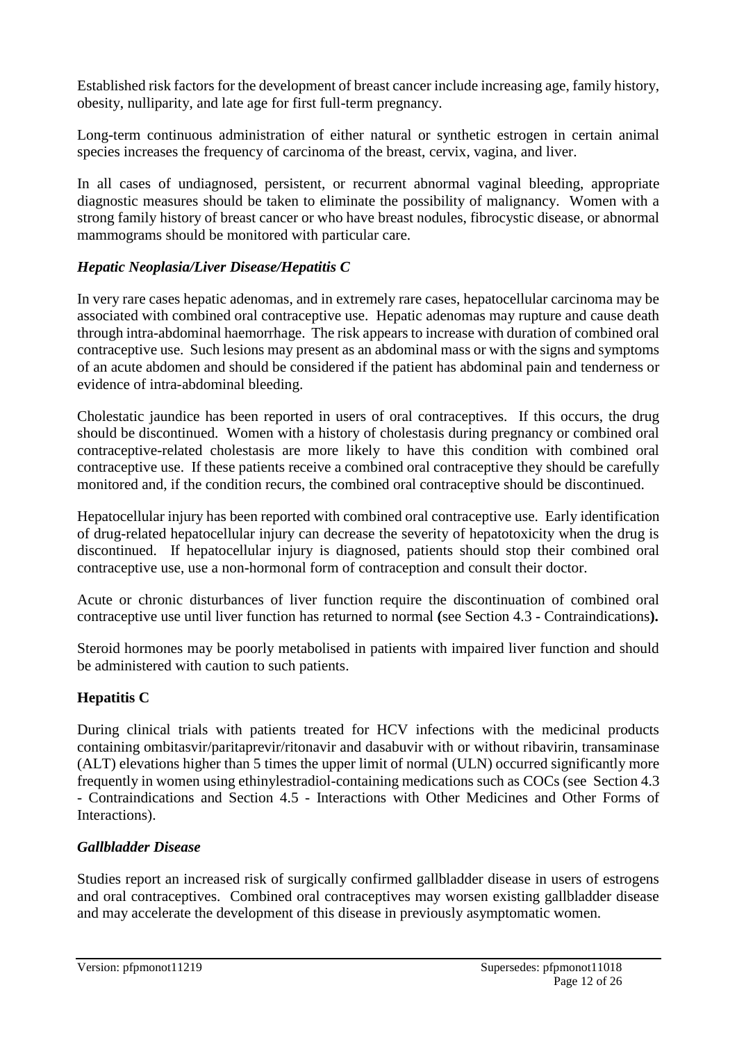Established risk factors for the development of breast cancer include increasing age, family history, obesity, nulliparity, and late age for first full-term pregnancy.

Long-term continuous administration of either natural or synthetic estrogen in certain animal species increases the frequency of carcinoma of the breast, cervix, vagina, and liver.

In all cases of undiagnosed, persistent, or recurrent abnormal vaginal bleeding, appropriate diagnostic measures should be taken to eliminate the possibility of malignancy. Women with a strong family history of breast cancer or who have breast nodules, fibrocystic disease, or abnormal mammograms should be monitored with particular care.

### *Hepatic Neoplasia/Liver Disease/Hepatitis C*

In very rare cases hepatic adenomas, and in extremely rare cases, hepatocellular carcinoma may be associated with combined oral contraceptive use. Hepatic adenomas may rupture and cause death through intra-abdominal haemorrhage. The risk appears to increase with duration of combined oral contraceptive use. Such lesions may present as an abdominal mass or with the signs and symptoms of an acute abdomen and should be considered if the patient has abdominal pain and tenderness or evidence of intra-abdominal bleeding.

Cholestatic jaundice has been reported in users of oral contraceptives. If this occurs, the drug should be discontinued. Women with a history of cholestasis during pregnancy or combined oral contraceptive-related cholestasis are more likely to have this condition with combined oral contraceptive use. If these patients receive a combined oral contraceptive they should be carefully monitored and, if the condition recurs, the combined oral contraceptive should be discontinued.

Hepatocellular injury has been reported with combined oral contraceptive use. Early identification of drug-related hepatocellular injury can decrease the severity of hepatotoxicity when the drug is discontinued. If hepatocellular injury is diagnosed, patients should stop their combined oral contraceptive use, use a non-hormonal form of contraception and consult their doctor.

Acute or chronic disturbances of liver function require the discontinuation of combined oral contraceptive use until liver function has returned to normal **(**see Section 4.3 - Contraindications**).**

Steroid hormones may be poorly metabolised in patients with impaired liver function and should be administered with caution to such patients.

### **Hepatitis C**

During clinical trials with patients treated for HCV infections with the medicinal products containing ombitasvir/paritaprevir/ritonavir and dasabuvir with or without ribavirin, transaminase (ALT) elevations higher than 5 times the upper limit of normal (ULN) occurred significantly more frequently in women using ethinylestradiol-containing medications such as COCs (see Section 4.3 - Contraindications and Section 4.5 - Interactions with Other Medicines and Other Forms of Interactions).

### *Gallbladder Disease*

Studies report an increased risk of surgically confirmed gallbladder disease in users of estrogens and oral contraceptives. Combined oral contraceptives may worsen existing gallbladder disease and may accelerate the development of this disease in previously asymptomatic women.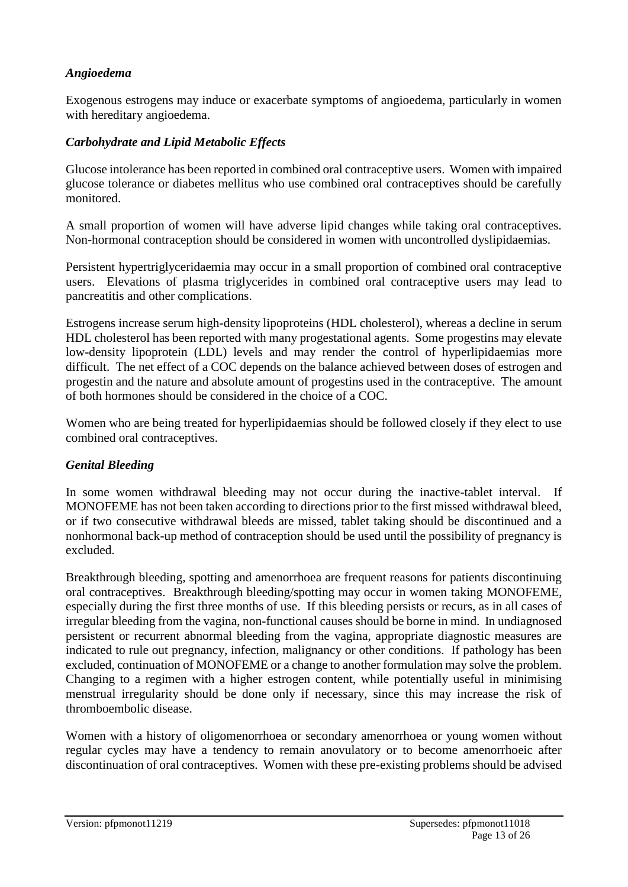### *Angioedema*

Exogenous estrogens may induce or exacerbate symptoms of angioedema, particularly in women with hereditary angioedema.

### *Carbohydrate and Lipid Metabolic Effects*

Glucose intolerance has been reported in combined oral contraceptive users. Women with impaired glucose tolerance or diabetes mellitus who use combined oral contraceptives should be carefully monitored.

A small proportion of women will have adverse lipid changes while taking oral contraceptives. Non-hormonal contraception should be considered in women with uncontrolled dyslipidaemias.

Persistent hypertriglyceridaemia may occur in a small proportion of combined oral contraceptive users. Elevations of plasma triglycerides in combined oral contraceptive users may lead to pancreatitis and other complications.

Estrogens increase serum high-density lipoproteins (HDL cholesterol), whereas a decline in serum HDL cholesterol has been reported with many progestational agents. Some progestins may elevate low-density lipoprotein (LDL) levels and may render the control of hyperlipidaemias more difficult. The net effect of a COC depends on the balance achieved between doses of estrogen and progestin and the nature and absolute amount of progestins used in the contraceptive. The amount of both hormones should be considered in the choice of a COC.

Women who are being treated for hyperlipidaemias should be followed closely if they elect to use combined oral contraceptives.

### *Genital Bleeding*

In some women withdrawal bleeding may not occur during the inactive-tablet interval. If MONOFEME has not been taken according to directions prior to the first missed withdrawal bleed, or if two consecutive withdrawal bleeds are missed, tablet taking should be discontinued and a nonhormonal back-up method of contraception should be used until the possibility of pregnancy is excluded.

Breakthrough bleeding, spotting and amenorrhoea are frequent reasons for patients discontinuing oral contraceptives. Breakthrough bleeding/spotting may occur in women taking MONOFEME, especially during the first three months of use. If this bleeding persists or recurs, as in all cases of irregular bleeding from the vagina, non-functional causes should be borne in mind. In undiagnosed persistent or recurrent abnormal bleeding from the vagina, appropriate diagnostic measures are indicated to rule out pregnancy, infection, malignancy or other conditions. If pathology has been excluded, continuation of MONOFEME or a change to another formulation may solve the problem. Changing to a regimen with a higher estrogen content, while potentially useful in minimising menstrual irregularity should be done only if necessary, since this may increase the risk of thromboembolic disease.

Women with a history of oligomenorrhoea or secondary amenorrhoea or young women without regular cycles may have a tendency to remain anovulatory or to become amenorrhoeic after discontinuation of oral contraceptives. Women with these pre-existing problems should be advised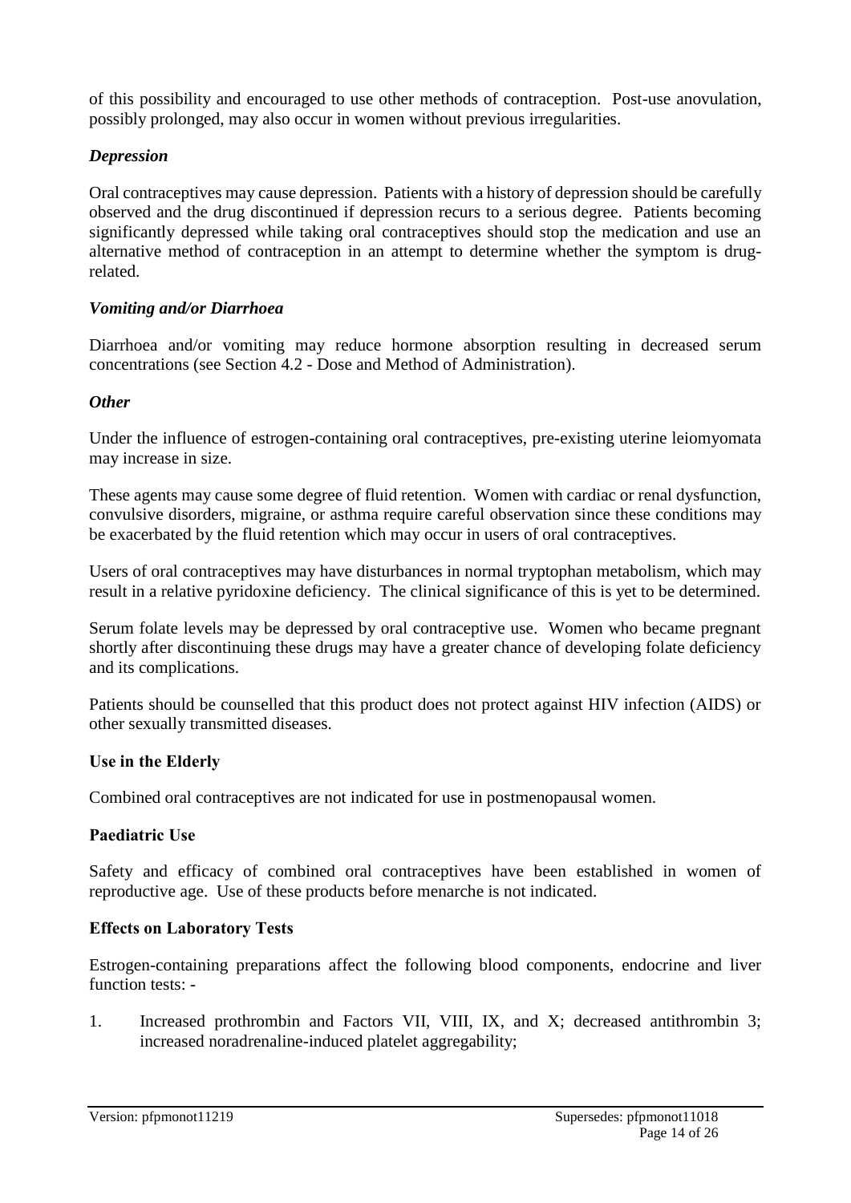of this possibility and encouraged to use other methods of contraception. Post-use anovulation, possibly prolonged, may also occur in women without previous irregularities.

### *Depression*

Oral contraceptives may cause depression. Patients with a history of depression should be carefully observed and the drug discontinued if depression recurs to a serious degree. Patients becoming significantly depressed while taking oral contraceptives should stop the medication and use an alternative method of contraception in an attempt to determine whether the symptom is drug-related.

### *Vomiting and/or Diarrhoea*

Diarrhoea and/or vomiting may reduce hormone absorption resulting in decreased serum concentrations (see Section 4.2 - Dose and Method of Administration).

### *Other*

Under the influence of estrogen-containing oral contraceptives, pre-existing uterine leiomyomata may increase in size.

These agents may cause some degree of fluid retention. Women with cardiac or renal dysfunction, convulsive disorders, migraine, or asthma require careful observation since these conditions may be exacerbated by the fluid retention which may occur in users of oral contraceptives.

Users of oral contraceptives may have disturbances in normal tryptophan metabolism, which may result in a relative pyridoxine deficiency. The clinical significance of this is yet to be determined.

Serum folate levels may be depressed by oral contraceptive use. Women who became pregnant shortly after discontinuing these drugs may have a greater chance of developing folate deficiency and its complications.

Patients should be counselled that this product does not protect against HIV infection (AIDS) or other sexually transmitted diseases.

## **Use in the Elderly**

Combined oral contraceptives are not indicated for use in postmenopausal women.

## **Paediatric Use**

Safety and efficacy of combined oral contraceptives have been established in women of reproductive age. Use of these products before menarche is not indicated.

## **Effects on Laboratory Tests**

Estrogen-containing preparations affect the following blood components, endocrine and liver function tests: -

1. Increased prothrombin and Factors VII, VIII, IX, and X; decreased antithrombin 3; increased noradrenaline-induced platelet aggregability;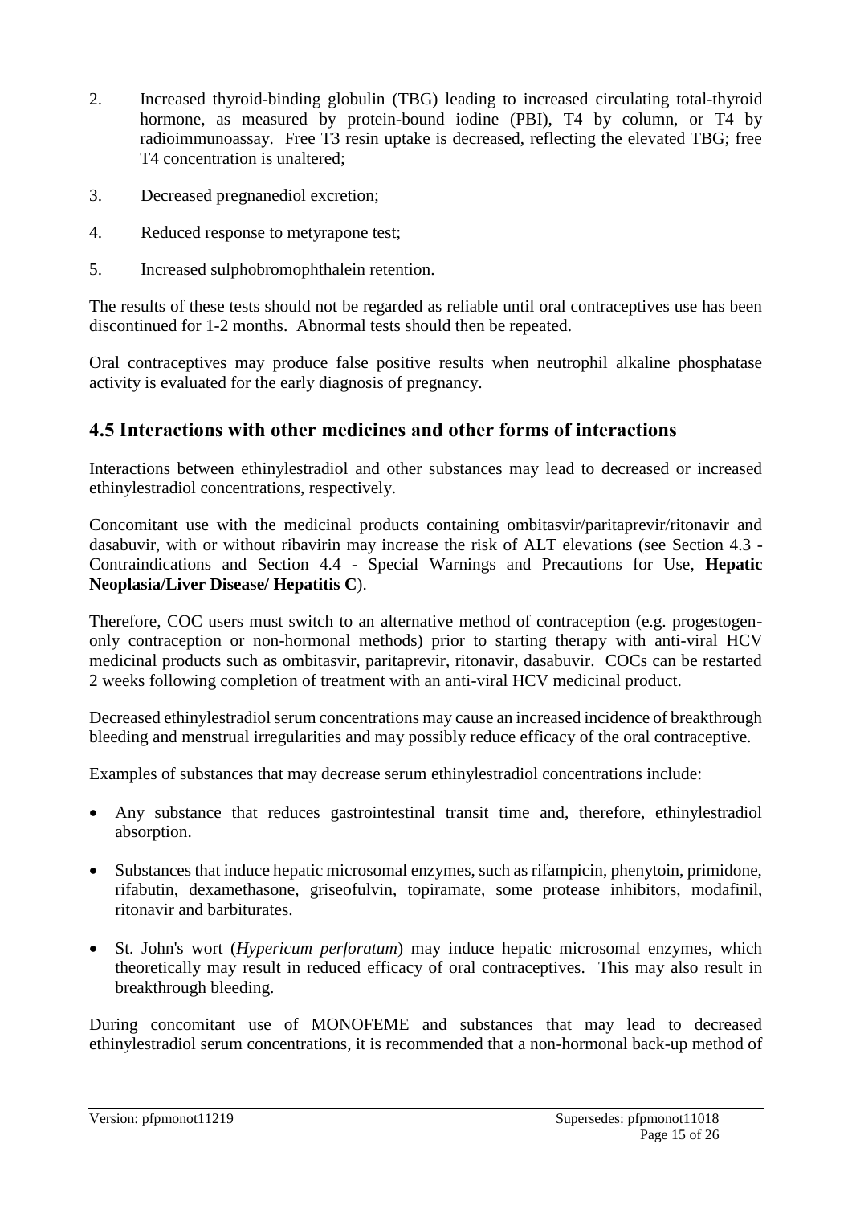2. Increased thyroid-binding globulin (TBG) leading to increased circulating total-thyroid hormone, as measured by protein-bound iodine (PBI), T4 by column, or T4 by radioimmunoassay. Free T3 resin uptake is decreased, reflecting the elevated TBG; free T4 concentration is unaltered;

3. Decreased pregnanediol excretion;

4. Reduced response to metyrapone test;

5. Increased sulphobromophthalein retention.

The results of these tests should not be regarded as reliable until oral contraceptives use has been discontinued for 1-2 months. Abnormal tests should then be repeated.

Oral contraceptives may produce false positive results when neutrophil alkaline phosphatase activity is evaluated for the early diagnosis of pregnancy.

## 4.5 Interactions with other medicines and other forms of interactions

Interactions between ethinylestradiol and other substances may lead to decreased or increased ethinylestradiol concentrations, respectively.

Concomitant use with the medicinal products containing ombitasvir/paritaprevir/ritonavir and dasabuvir, with or without ribavirin may increase the risk of ALT elevations (see Section 4.3 - Contraindications and Section 4.4 - Special Warnings and Precautions for Use, **Hepatic Neoplasia/Liver Disease/ Hepatitis C**).

Therefore, COC users must switch to an alternative method of contraception (e.g. progestogen-only contraception or non-hormonal methods) prior to starting therapy with anti-viral HCV medicinal products such as ombitasvir, paritaprevir, ritonavir, dasabuvir. COCs can be restarted 2 weeks following completion of treatment with an anti-viral HCV medicinal product.

Decreased ethinylestradiol serum concentrations may cause an increased incidence of breakthrough bleeding and menstrual irregularities and may possibly reduce efficacy of the oral contraceptive.

Examples of substances that may decrease serum ethinylestradiol concentrations include:

- Any substance that reduces gastrointestinal transit time and, therefore, ethinylestradiol absorption.
- Substances that induce hepatic microsomal enzymes, such as rifampicin, phenytoin, primidone, rifabutin, dexamethasone, griseofulvin, topiramate, some protease inhibitors, modafinil, ritonavir and barbiturates.
- St. John's wort (*Hypericum perforatum*) may induce hepatic microsomal enzymes, which theoretically may result in reduced efficacy of oral contraceptives. This may also result in breakthrough bleeding.

During concomitant use of MONOFEME and substances that may lead to decreased ethinylestradiol serum concentrations, it is recommended that a non-hormonal back-up method of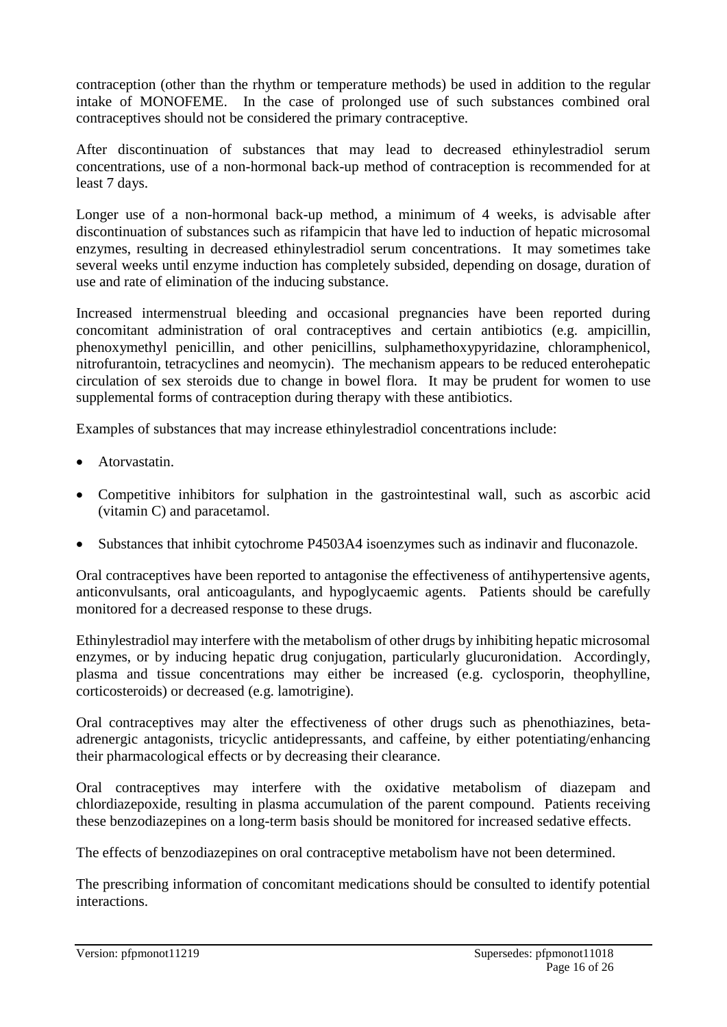contraception (other than the rhythm or temperature methods) be used in addition to the regular intake of MONOFEME. In the case of prolonged use of such substances combined oral contraceptives should not be considered the primary contraceptive.

After discontinuation of substances that may lead to decreased ethinylestradiol serum concentrations, use of a non-hormonal back-up method of contraception is recommended for at least 7 days.

Longer use of a non-hormonal back-up method, a minimum of 4 weeks, is advisable after discontinuation of substances such as rifampicin that have led to induction of hepatic microsomal enzymes, resulting in decreased ethinylestradiol serum concentrations. It may sometimes take several weeks until enzyme induction has completely subsided, depending on dosage, duration of use and rate of elimination of the inducing substance.

Increased intermenstrual bleeding and occasional pregnancies have been reported during concomitant administration of oral contraceptives and certain antibiotics (e.g. ampicillin, phenoxymethyl penicillin, and other penicillins, sulphamethoxypyridazine, chloramphenicol, nitrofurantoin, tetracyclines and neomycin). The mechanism appears to be reduced enterohepatic circulation of sex steroids due to change in bowel flora. It may be prudent for women to use supplemental forms of contraception during therapy with these antibiotics.

Examples of substances that may increase ethinylestradiol concentrations include:

- Atorvastatin.
- Competitive inhibitors for sulphation in the gastrointestinal wall, such as ascorbic acid (vitamin C) and paracetamol.
- Substances that inhibit cytochrome P4503A4 isoenzymes such as indinavir and fluconazole.

Oral contraceptives have been reported to antagonise the effectiveness of antihypertensive agents, anticonvulsants, oral anticoagulants, and hypoglycaemic agents. Patients should be carefully monitored for a decreased response to these drugs.

Ethinylestradiol may interfere with the metabolism of other drugs by inhibiting hepatic microsomal enzymes, or by inducing hepatic drug conjugation, particularly glucuronidation. Accordingly, plasma and tissue concentrations may either be increased (e.g. cyclosporin, theophylline, corticosteroids) or decreased (e.g. lamotrigine).

Oral contraceptives may alter the effectiveness of other drugs such as phenothiazines, beta-adrenergic antagonists, tricyclic antidepressants, and caffeine, by either potentiating/enhancing their pharmacological effects or by decreasing their clearance.

Oral contraceptives may interfere with the oxidative metabolism of diazepam and chlordiazepoxide, resulting in plasma accumulation of the parent compound. Patients receiving these benzodiazepines on a long-term basis should be monitored for increased sedative effects.

The effects of benzodiazepines on oral contraceptive metabolism have not been determined.

The prescribing information of concomitant medications should be consulted to identify potential interactions.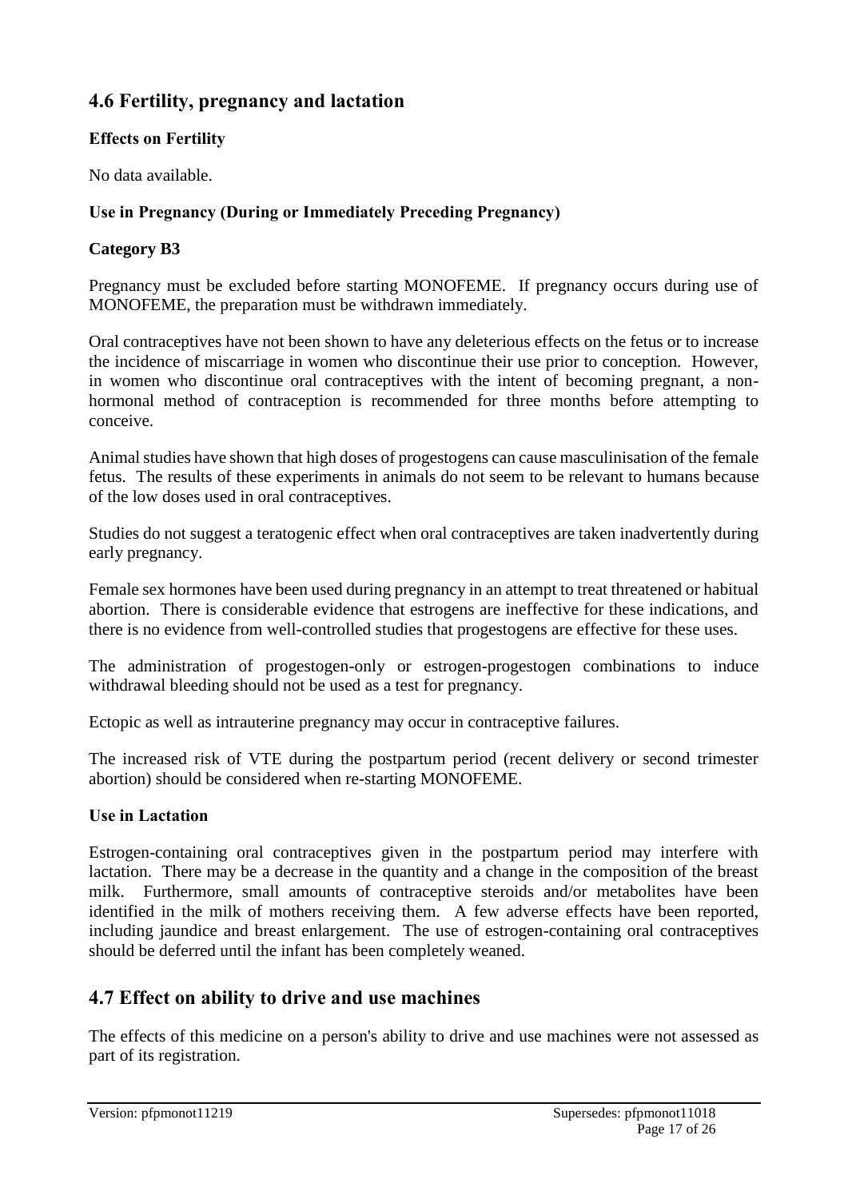## 4.6 Fertility, pregnancy and lactation

### Effects on Fertility

No data available.

### Use in Pregnancy (During or Immediately Preceding Pregnancy)

### Category B3

Pregnancy must be excluded before starting MONOFEME. If pregnancy occurs during use of MONOFEME, the preparation must be withdrawn immediately.

Oral contraceptives have not been shown to have any deleterious effects on the fetus or to increase the incidence of miscarriage in women who discontinue their use prior to conception. However, in women who discontinue oral contraceptives with the intent of becoming pregnant, a non-hormonal method of contraception is recommended for three months before attempting to conceive.

Animal studies have shown that high doses of progestogens can cause masculinisation of the female fetus. The results of these experiments in animals do not seem to be relevant to humans because of the low doses used in oral contraceptives.

Studies do not suggest a teratogenic effect when oral contraceptives are taken inadvertently during early pregnancy.

Female sex hormones have been used during pregnancy in an attempt to treat threatened or habitual abortion. There is considerable evidence that estrogens are ineffective for these indications, and there is no evidence from well-controlled studies that progestogens are effective for these uses.

The administration of progestogen-only or estrogen-progestogen combinations to induce withdrawal bleeding should not be used as a test for pregnancy.

Ectopic as well as intrauterine pregnancy may occur in contraceptive failures.

The increased risk of VTE during the postpartum period (recent delivery or second trimester abortion) should be considered when re-starting MONOFEME.

### Use in Lactation

Estrogen-containing oral contraceptives given in the postpartum period may interfere with lactation. There may be a decrease in the quantity and a change in the composition of the breast milk. Furthermore, small amounts of contraceptive steroids and/or metabolites have been identified in the milk of mothers receiving them. A few adverse effects have been reported, including jaundice and breast enlargement. The use of estrogen-containing oral contraceptives should be deferred until the infant has been completely weaned.

## 4.7 Effect on ability to drive and use machines

The effects of this medicine on a person's ability to drive and use machines were not assessed as part of its registration.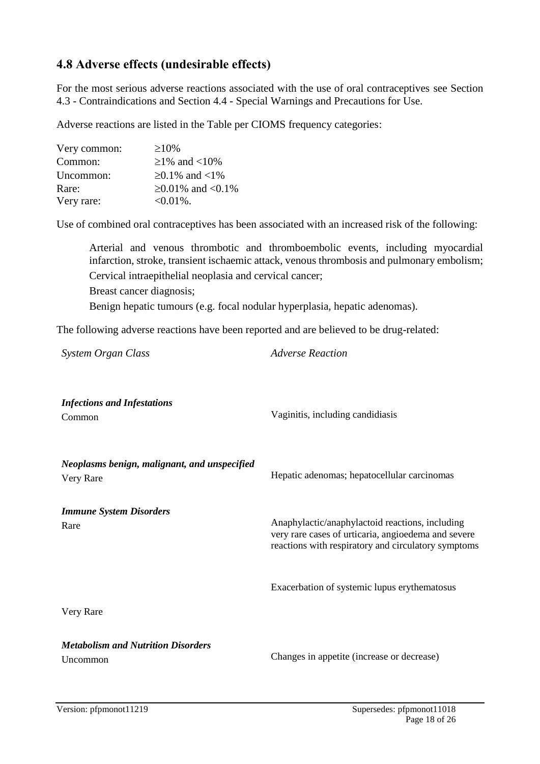## 4.8 Adverse effects (undesirable effects)

For the most serious adverse reactions associated with the use of oral contraceptives see Section 4.3 - Contraindications and Section 4.4 - Special Warnings and Precautions for Use.

Adverse reactions are listed in the Table per CIOMS frequency categories:

| | |
|---|---|
| Very common: | ≥10% |
| Common: | ≥1% and <10% |
| Uncommon: | ≥0.1% and <1% |
| Rare: | ≥0.01% and <0.1% |
| Very rare: | <0.01%. |

Use of combined oral contraceptives has been associated with an increased risk of the following:

Arterial and venous thrombotic and thromboembolic events, including myocardial infarction, stroke, transient ischaemic attack, venous thrombosis and pulmonary embolism;

Cervical intraepithelial neoplasia and cervical cancer;

Breast cancer diagnosis;

Benign hepatic tumours (e.g. focal nodular hyperplasia, hepatic adenomas).

The following adverse reactions have been reported and are believed to be drug-related:

| *System Organ Class* | *Adverse Reaction* |
|---|---|
| ***Infections and Infestations*** | |
| Common | Vaginitis, including candidiasis |
| ***Neoplasms benign, malignant, and unspecified*** | |
| Very Rare | Hepatic adenomas; hepatocellular carcinomas |
| ***Immune System Disorders*** | |
| Rare | Anaphylactic/anaphylactoid reactions, including very rare cases of urticaria, angioedema and severe reactions with respiratory and circulatory symptoms |
| Very Rare | Exacerbation of systemic lupus erythematosus |
| ***Metabolism and Nutrition Disorders*** | |
| Uncommon | Changes in appetite (increase or decrease) |

Version: pfpmonot11219 Supersedes: pfpmonot11018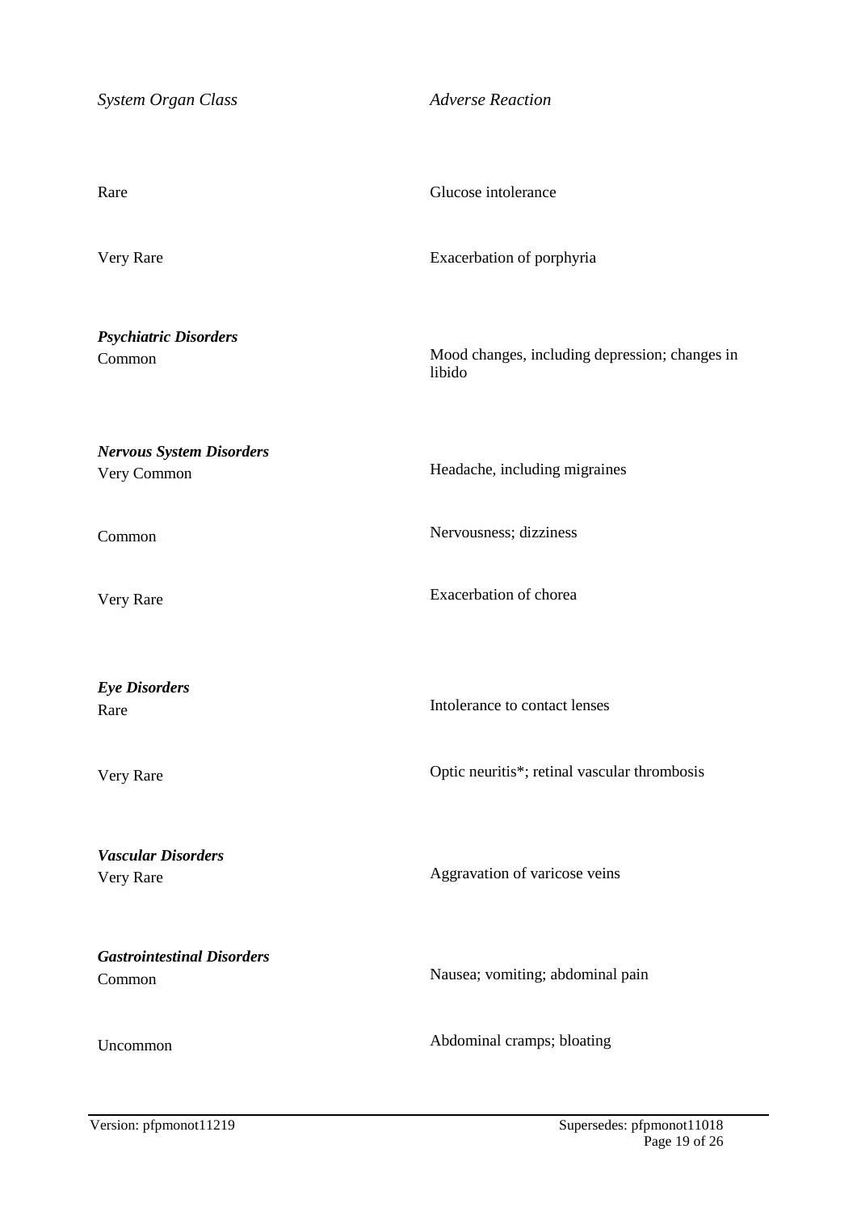| *System Organ Class* | *Adverse Reaction* |
|---|---|
| Rare | Glucose intolerance |
| Very Rare | Exacerbation of porphyria |
| ***Psychiatric Disorders*** | |
| Common | Mood changes, including depression; changes in libido |
| ***Nervous System Disorders*** | |
| Very Common | Headache, including migraines |
| Common | Nervousness; dizziness |
| Very Rare | Exacerbation of chorea |
| ***Eye Disorders*** | |
| Rare | Intolerance to contact lenses |
| Very Rare | Optic neuritis*; retinal vascular thrombosis |
| ***Vascular Disorders*** | |
| Very Rare | Aggravation of varicose veins |
| ***Gastrointestinal Disorders*** | |
| Common | Nausea; vomiting; abdominal pain |
| Uncommon | Abdominal cramps; bloating |

Version: pfpmonot11219 Supersedes: pfpmonot11018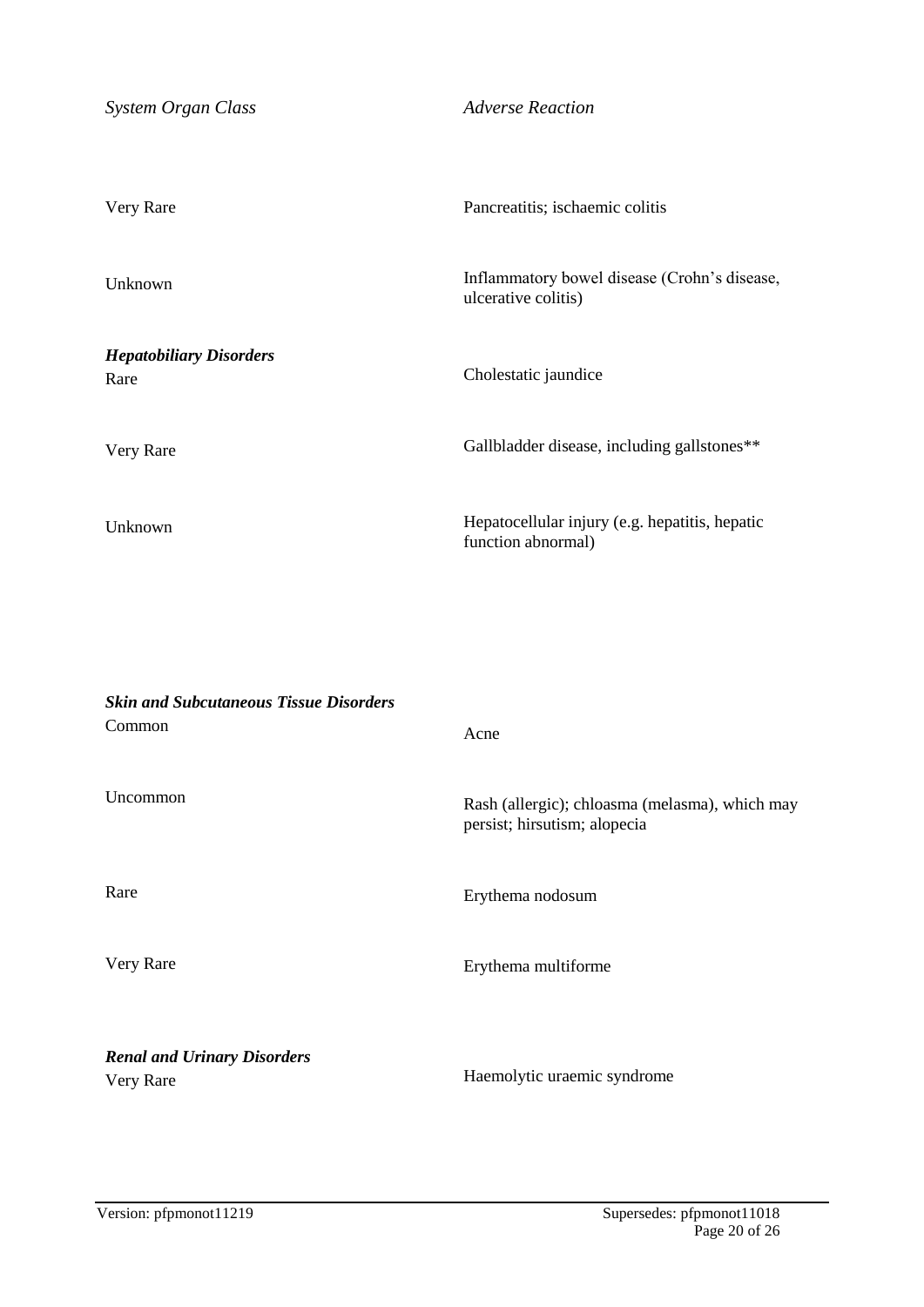| *System Organ Class* | *Adverse Reaction* |
| --- | --- |
| Very Rare | Pancreatitis; ischaemic colitis |
| Unknown | Inflammatory bowel disease (Crohn's disease, ulcerative colitis) |
| ***Hepatobiliary Disorders*** | |
| Rare | Cholestatic jaundice |
| Very Rare | Gallbladder disease, including gallstones** |
| Unknown | Hepatocellular injury (e.g. hepatitis, hepatic function abnormal) |
| ***Skin and Subcutaneous Tissue Disorders*** | |
| Common | Acne |
| Uncommon | Rash (allergic); chloasma (melasma), which may persist; hirsutism; alopecia |
| Rare | Erythema nodosum |
| Very Rare | Erythema multiforme |
| ***Renal and Urinary Disorders*** | |
| Very Rare | Haemolytic uraemic syndrome |

Version: pfpmonot11219 Supersedes: pfpmonot11018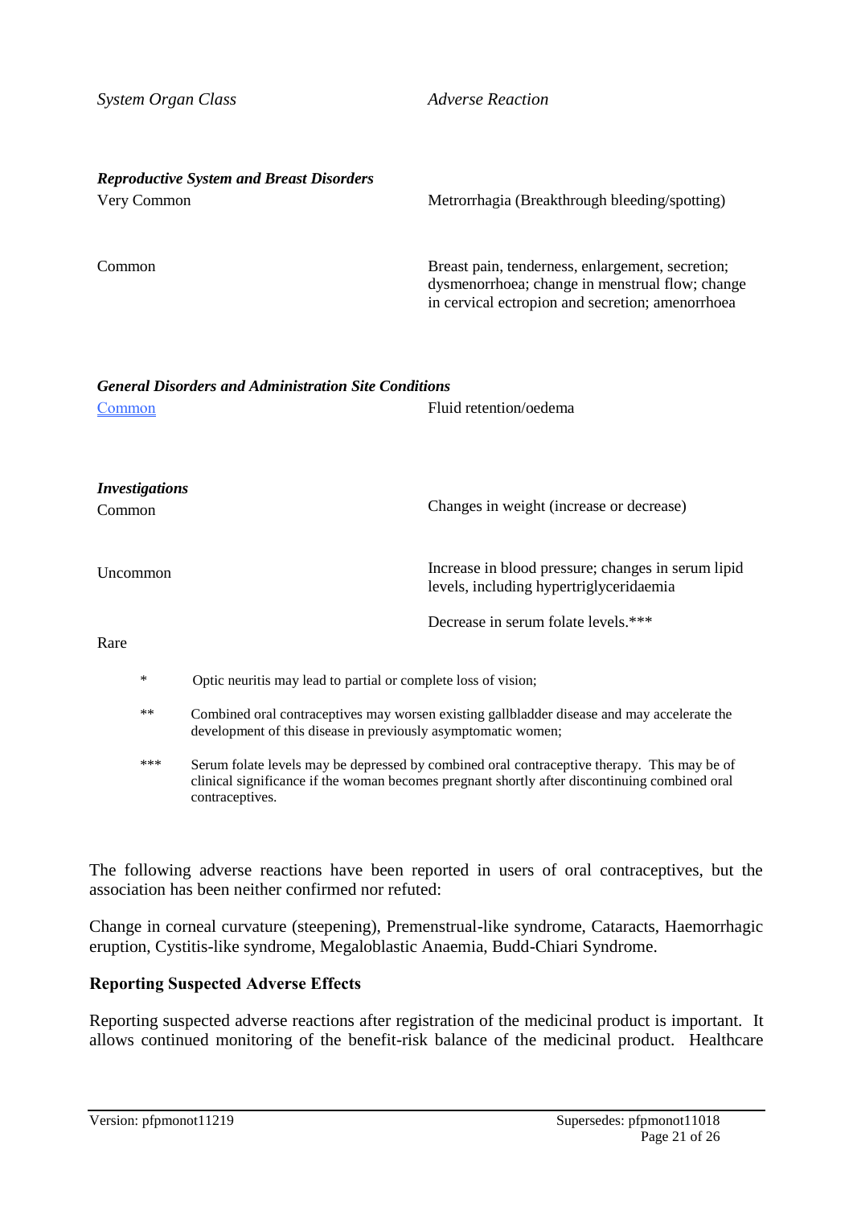| *System Organ Class* | *Adverse Reaction* |
|---|---|
| ***Reproductive System and Breast Disorders*** | |
| Very Common | Metrorrhagia (Breakthrough bleeding/spotting) |
| Common | Breast pain, tenderness, enlargement, secretion; dysmenorrhoea; change in menstrual flow; change in cervical ectropion and secretion; amenorrhoea |
| ***General Disorders and Administration Site Conditions*** | |
| Common | Fluid retention/oedema |
| ***Investigations*** | |
| Common | Changes in weight (increase or decrease) |
| Uncommon | Increase in blood pressure; changes in serum lipid levels, including hypertriglyceridaemia |
| Rare | Decrease in serum folate levels.*** |

\* Optic neuritis may lead to partial or complete loss of vision;

** Combined oral contraceptives may worsen existing gallbladder disease and may accelerate the development of this disease in previously asymptomatic women;

*** Serum folate levels may be depressed by combined oral contraceptive therapy. This may be of clinical significance if the woman becomes pregnant shortly after discontinuing combined oral contraceptives.

The following adverse reactions have been reported in users of oral contraceptives, but the association has been neither confirmed nor refuted:

Change in corneal curvature (steepening), Premenstrual-like syndrome, Cataracts, Haemorrhagic eruption, Cystitis-like syndrome, Megaloblastic Anaemia, Budd-Chiari Syndrome.

**Reporting Suspected Adverse Effects**

Reporting suspected adverse reactions after registration of the medicinal product is important. It allows continued monitoring of the benefit-risk balance of the medicinal product. Healthcare

Version: pfpmonot11219 Supersedes: pfpmonot11018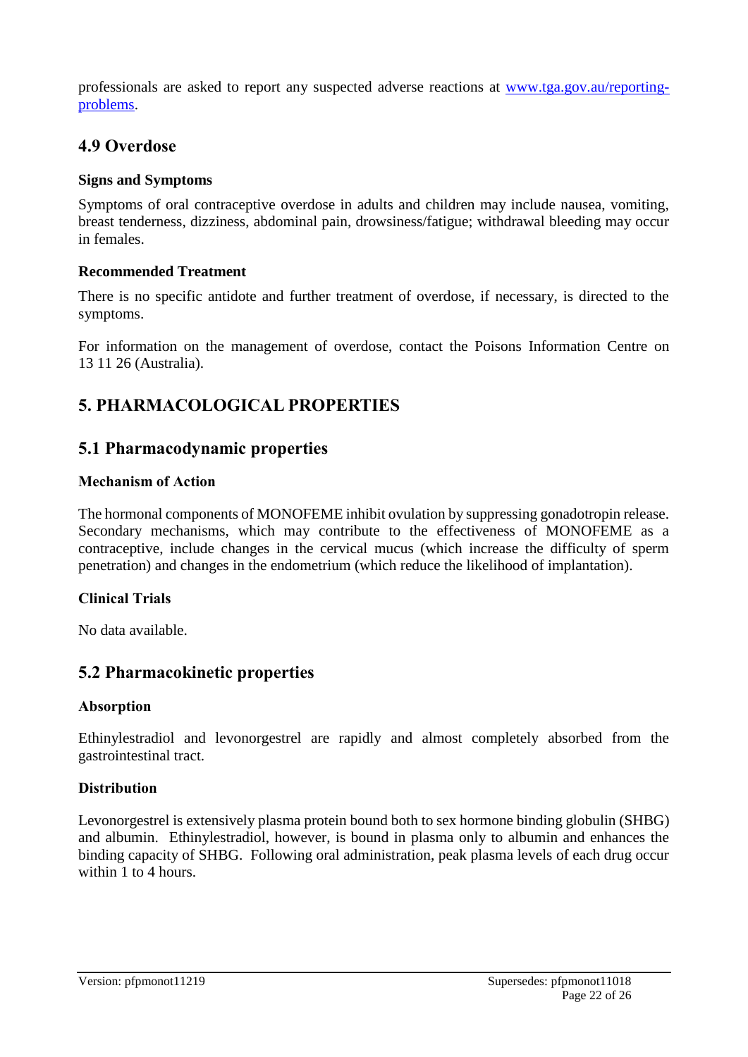professionals are asked to report any suspected adverse reactions at [www.tga.gov.au/reporting-problems](http://www.tga.gov.au/reporting-problems).

## 4.9 Overdose

**Signs and Symptoms**

Symptoms of oral contraceptive overdose in adults and children may include nausea, vomiting, breast tenderness, dizziness, abdominal pain, drowsiness/fatigue; withdrawal bleeding may occur in females.

**Recommended Treatment**

There is no specific antidote and further treatment of overdose, if necessary, is directed to the symptoms.

For information on the management of overdose, contact the Poisons Information Centre on 13 11 26 (Australia).

# 5. PHARMACOLOGICAL PROPERTIES

## 5.1 Pharmacodynamic properties

**Mechanism of Action**

The hormonal components of MONOFEME inhibit ovulation by suppressing gonadotropin release. Secondary mechanisms, which may contribute to the effectiveness of MONOFEME as a contraceptive, include changes in the cervical mucus (which increase the difficulty of sperm penetration) and changes in the endometrium (which reduce the likelihood of implantation).

**Clinical Trials**

No data available.

## 5.2 Pharmacokinetic properties

**Absorption**

Ethinylestradiol and levonorgestrel are rapidly and almost completely absorbed from the gastrointestinal tract.

**Distribution**

Levonorgestrel is extensively plasma protein bound both to sex hormone binding globulin (SHBG) and albumin. Ethinylestradiol, however, is bound in plasma only to albumin and enhances the binding capacity of SHBG. Following oral administration, peak plasma levels of each drug occur within 1 to 4 hours.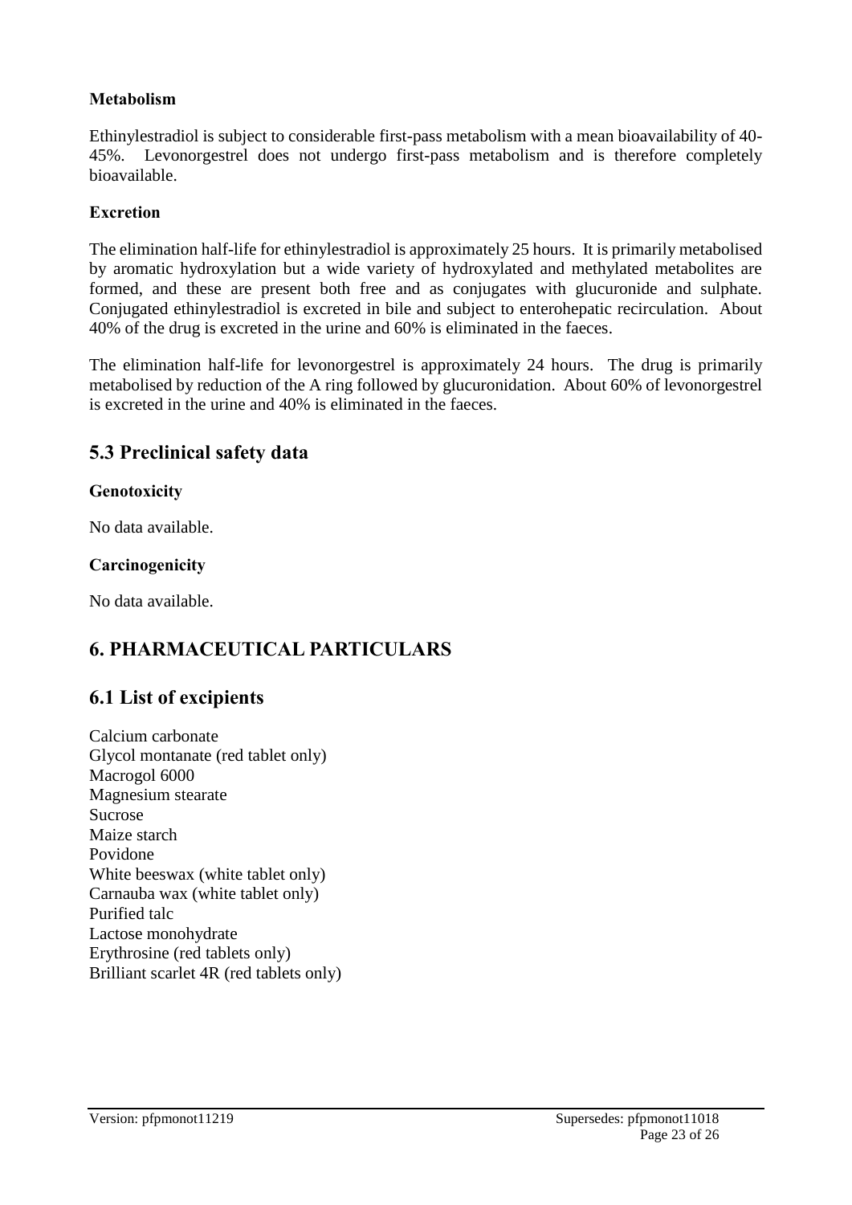### Metabolism

Ethinylestradiol is subject to considerable first-pass metabolism with a mean bioavailability of 40-45%. Levonorgestrel does not undergo first-pass metabolism and is therefore completely bioavailable.

### Excretion

The elimination half-life for ethinylestradiol is approximately 25 hours. It is primarily metabolised by aromatic hydroxylation but a wide variety of hydroxylated and methylated metabolites are formed, and these are present both free and as conjugates with glucuronide and sulphate. Conjugated ethinylestradiol is excreted in bile and subject to enterohepatic recirculation. About 40% of the drug is excreted in the urine and 60% is eliminated in the faeces.

The elimination half-life for levonorgestrel is approximately 24 hours. The drug is primarily metabolised by reduction of the A ring followed by glucuronidation. About 60% of levonorgestrel is excreted in the urine and 40% is eliminated in the faeces.

## 5.3 Preclinical safety data

### Genotoxicity

No data available.

### Carcinogenicity

No data available.

# 6. PHARMACEUTICAL PARTICULARS

## 6.1 List of excipients

Calcium carbonate
Glycol montanate (red tablet only)
Macrogol 6000
Magnesium stearate
Sucrose
Maize starch
Povidone
White beeswax (white tablet only)
Carnauba wax (white tablet only)
Purified talc
Lactose monohydrate
Erythrosine (red tablets only)
Brilliant scarlet 4R (red tablets only)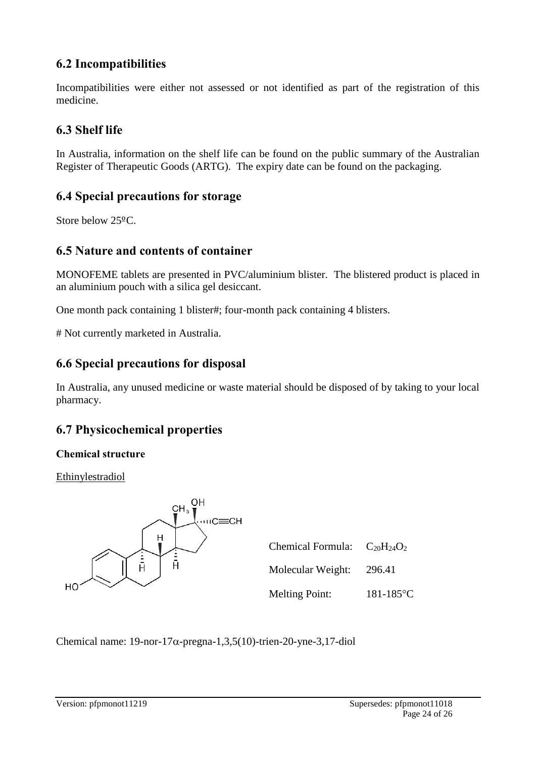## 6.2 Incompatibilities

Incompatibilities were either not assessed or not identified as part of the registration of this medicine.

## 6.3 Shelf life

In Australia, information on the shelf life can be found on the public summary of the Australian Register of Therapeutic Goods (ARTG). The expiry date can be found on the packaging.

## 6.4 Special precautions for storage

Store below 25ºC.

## 6.5 Nature and contents of container

MONOFEME tablets are presented in PVC/aluminium blister. The blistered product is placed in an aluminium pouch with a silica gel desiccant.

One month pack containing 1 blister#; four-month pack containing 4 blisters.

# Not currently marketed in Australia.

## 6.6 Special precautions for disposal

In Australia, any unused medicine or waste material should be disposed of by taking to your local pharmacy.

## 6.7 Physicochemical properties

**Chemical structure**

Ethinylestradiol

| | |
|---|---|
| Chemical Formula: | $C_{20}H_{24}O_2$ |
| Molecular Weight: | 296.41 |
| Melting Point: | 181-185°C |

Chemical name: 19-nor-17α-pregna-1,3,5(10)-trien-20-yne-3,17-diol

Version: pfpmonot11219 Supersedes: pfpmonot11018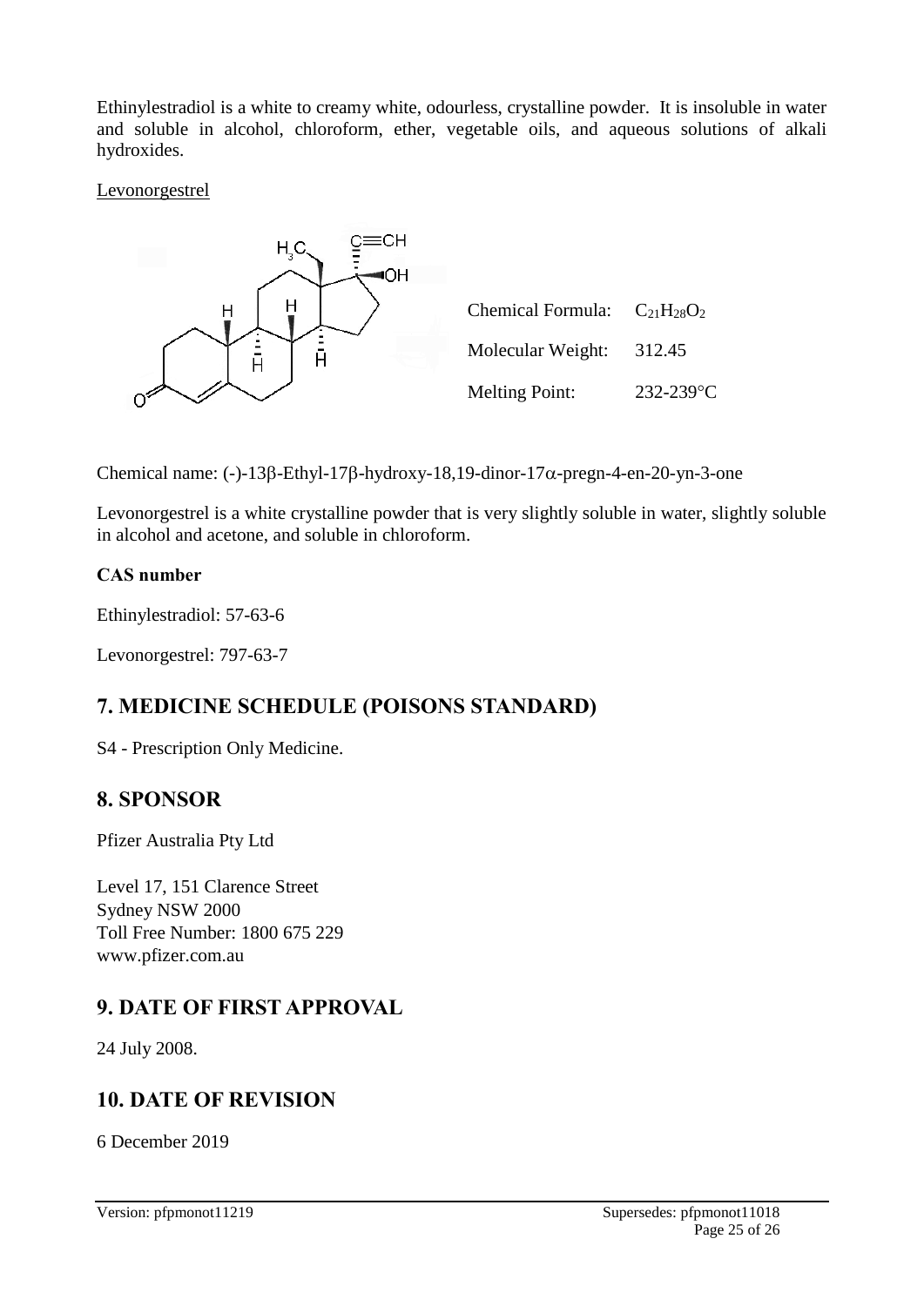Ethinylestradiol is a white to creamy white, odourless, crystalline powder. It is insoluble in water and soluble in alcohol, chloroform, ether, vegetable oils, and aqueous solutions of alkali hydroxides.

Levonorgestrel

Chemical Formula: $C_{21}H_{28}O_2$

Molecular Weight: 312.45

Melting Point: 232-239°C

Chemical name: (-)-13β-Ethyl-17β-hydroxy-18,19-dinor-17α-pregn-4-en-20-yn-3-one

Levonorgestrel is a white crystalline powder that is very slightly soluble in water, slightly soluble in alcohol and acetone, and soluble in chloroform.

**CAS number**

Ethinylestradiol: 57-63-6

Levonorgestrel: 797-63-7

## 7. MEDICINE SCHEDULE (POISONS STANDARD)

S4 - Prescription Only Medicine.

## 8. SPONSOR

Pfizer Australia Pty Ltd

Level 17, 151 Clarence Street
Sydney NSW 2000
Toll Free Number: 1800 675 229
www.pfizer.com.au

## 9. DATE OF FIRST APPROVAL

24 July 2008.

## 10. DATE OF REVISION

6 December 2019

Version: pfpmonot11219 Supersedes: pfpmonot11018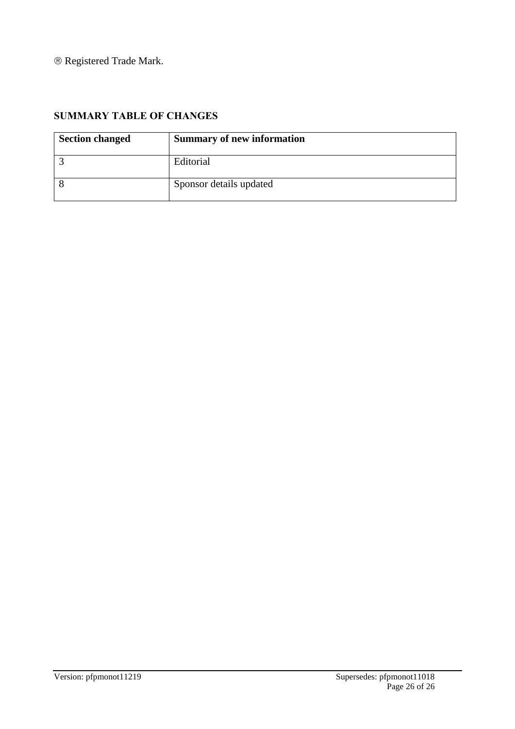® Registered Trade Mark.

## SUMMARY TABLE OF CHANGES

| Section changed | Summary of new information |
| --- | --- |
| 3 | Editorial |
| 8 | Sponsor details updated |